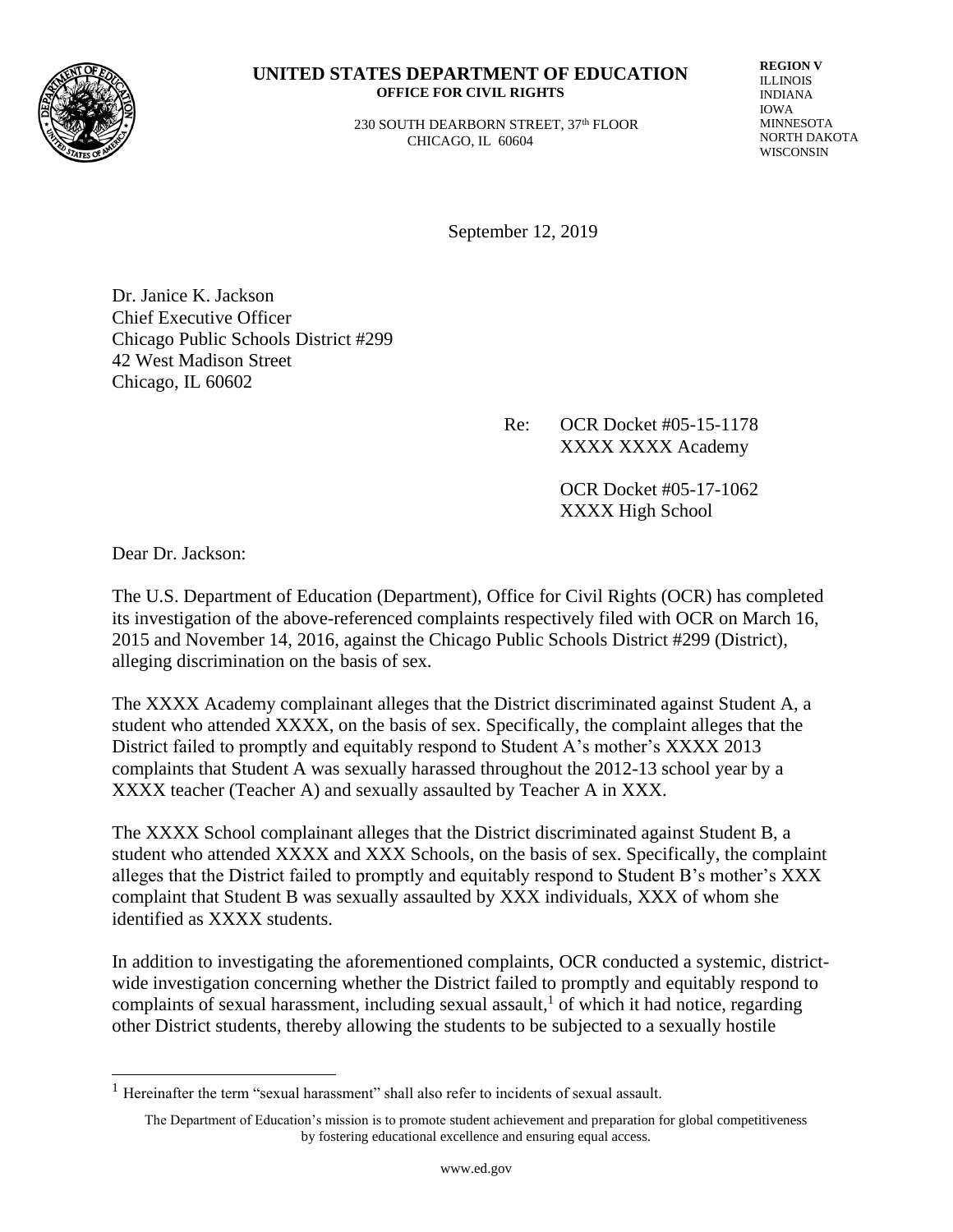**UNITED STATES DEPARTMENT OF EDUCATION**
**OFFICE FOR CIVIL RIGHTS**

230 SOUTH DEARBORN STREET, 37th FLOOR
CHICAGO, IL 60604

**REGION V**
ILLINOIS
INDIANA
IOWA
MINNESOTA
NORTH DAKOTA
WISCONSIN

September 12, 2019

Dr. Janice K. Jackson
Chief Executive Officer
Chicago Public Schools District #299
42 West Madison Street
Chicago, IL 60602

Re: OCR Docket #05-15-1178
XXXX XXXX Academy

OCR Docket #05-17-1062
XXXX High School

Dear Dr. Jackson:

The U.S. Department of Education (Department), Office for Civil Rights (OCR) has completed its investigation of the above-referenced complaints respectively filed with OCR on March 16, 2015 and November 14, 2016, against the Chicago Public Schools District #299 (District), alleging discrimination on the basis of sex.

The XXXX Academy complainant alleges that the District discriminated against Student A, a student who attended XXXX, on the basis of sex. Specifically, the complaint alleges that the District failed to promptly and equitably respond to Student A's mother's XXXX 2013 complaints that Student A was sexually harassed throughout the 2012-13 school year by a XXXX teacher (Teacher A) and sexually assaulted by Teacher A in XXX.

The XXXX School complainant alleges that the District discriminated against Student B, a student who attended XXXX and XXX Schools, on the basis of sex. Specifically, the complaint alleges that the District failed to promptly and equitably respond to Student B's mother's XXX complaint that Student B was sexually assaulted by XXX individuals, XXX of whom she identified as XXXX students.

In addition to investigating the aforementioned complaints, OCR conducted a systemic, district-wide investigation concerning whether the District failed to promptly and equitably respond to complaints of sexual harassment, including sexual assault,[1] of which it had notice, regarding other District students, thereby allowing the students to be subjected to a sexually hostile

[1] Hereinafter the term "sexual harassment" shall also refer to incidents of sexual assault.

The Department of Education's mission is to promote student achievement and preparation for global competitiveness by fostering educational excellence and ensuring equal access.

www.ed.gov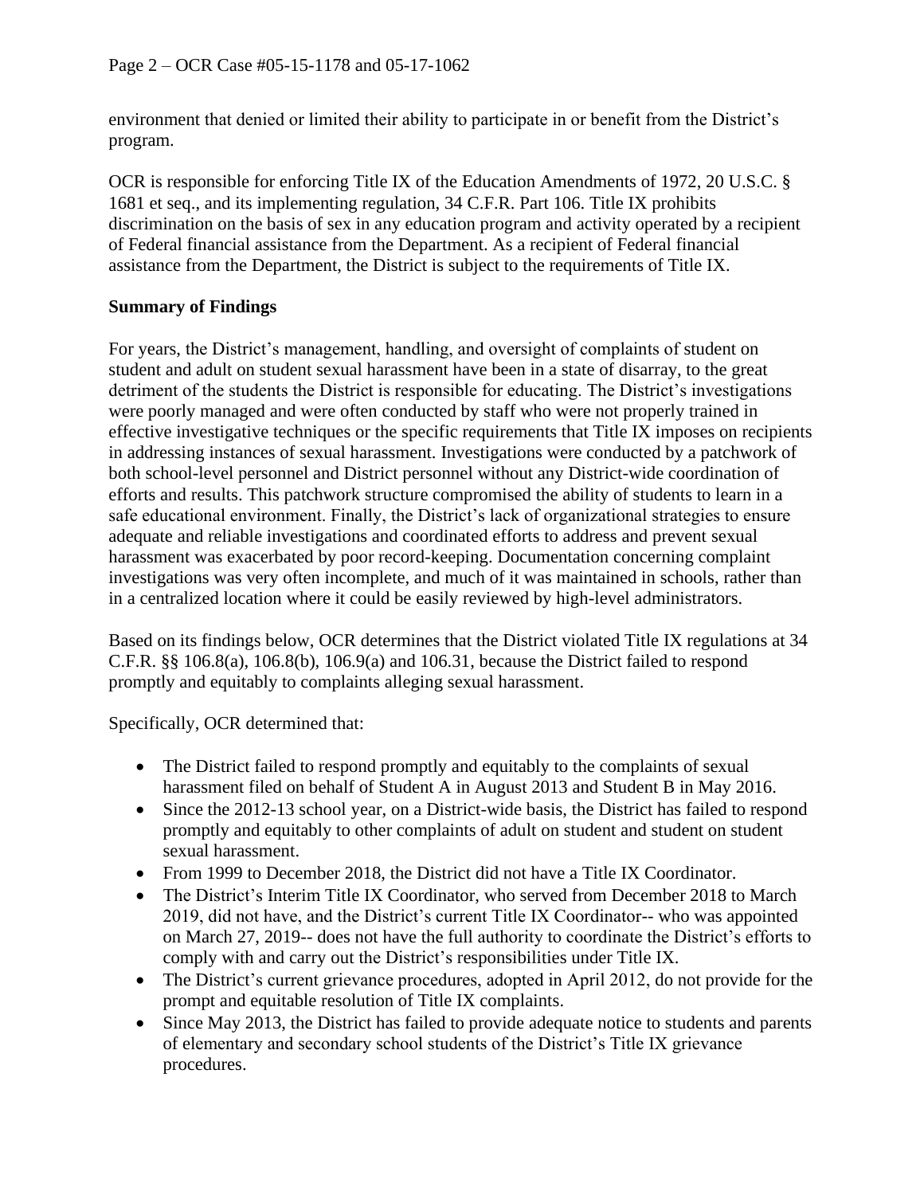environment that denied or limited their ability to participate in or benefit from the District's program.

OCR is responsible for enforcing Title IX of the Education Amendments of 1972, 20 U.S.C. § 1681 et seq., and its implementing regulation, 34 C.F.R. Part 106. Title IX prohibits discrimination on the basis of sex in any education program and activity operated by a recipient of Federal financial assistance from the Department. As a recipient of Federal financial assistance from the Department, the District is subject to the requirements of Title IX.

**Summary of Findings**

For years, the District's management, handling, and oversight of complaints of student on student and adult on student sexual harassment have been in a state of disarray, to the great detriment of the students the District is responsible for educating. The District's investigations were poorly managed and were often conducted by staff who were not properly trained in effective investigative techniques or the specific requirements that Title IX imposes on recipients in addressing instances of sexual harassment. Investigations were conducted by a patchwork of both school-level personnel and District personnel without any District-wide coordination of efforts and results. This patchwork structure compromised the ability of students to learn in a safe educational environment. Finally, the District's lack of organizational strategies to ensure adequate and reliable investigations and coordinated efforts to address and prevent sexual harassment was exacerbated by poor record-keeping. Documentation concerning complaint investigations was very often incomplete, and much of it was maintained in schools, rather than in a centralized location where it could be easily reviewed by high-level administrators.

Based on its findings below, OCR determines that the District violated Title IX regulations at 34 C.F.R. §§ 106.8(a), 106.8(b), 106.9(a) and 106.31, because the District failed to respond promptly and equitably to complaints alleging sexual harassment.

Specifically, OCR determined that:

- The District failed to respond promptly and equitably to the complaints of sexual harassment filed on behalf of Student A in August 2013 and Student B in May 2016.
- Since the 2012-13 school year, on a District-wide basis, the District has failed to respond promptly and equitably to other complaints of adult on student and student on student sexual harassment.
- From 1999 to December 2018, the District did not have a Title IX Coordinator.
- The District's Interim Title IX Coordinator, who served from December 2018 to March 2019, did not have, and the District's current Title IX Coordinator-- who was appointed on March 27, 2019-- does not have the full authority to coordinate the District's efforts to comply with and carry out the District's responsibilities under Title IX.
- The District's current grievance procedures, adopted in April 2012, do not provide for the prompt and equitable resolution of Title IX complaints.
- Since May 2013, the District has failed to provide adequate notice to students and parents of elementary and secondary school students of the District's Title IX grievance procedures.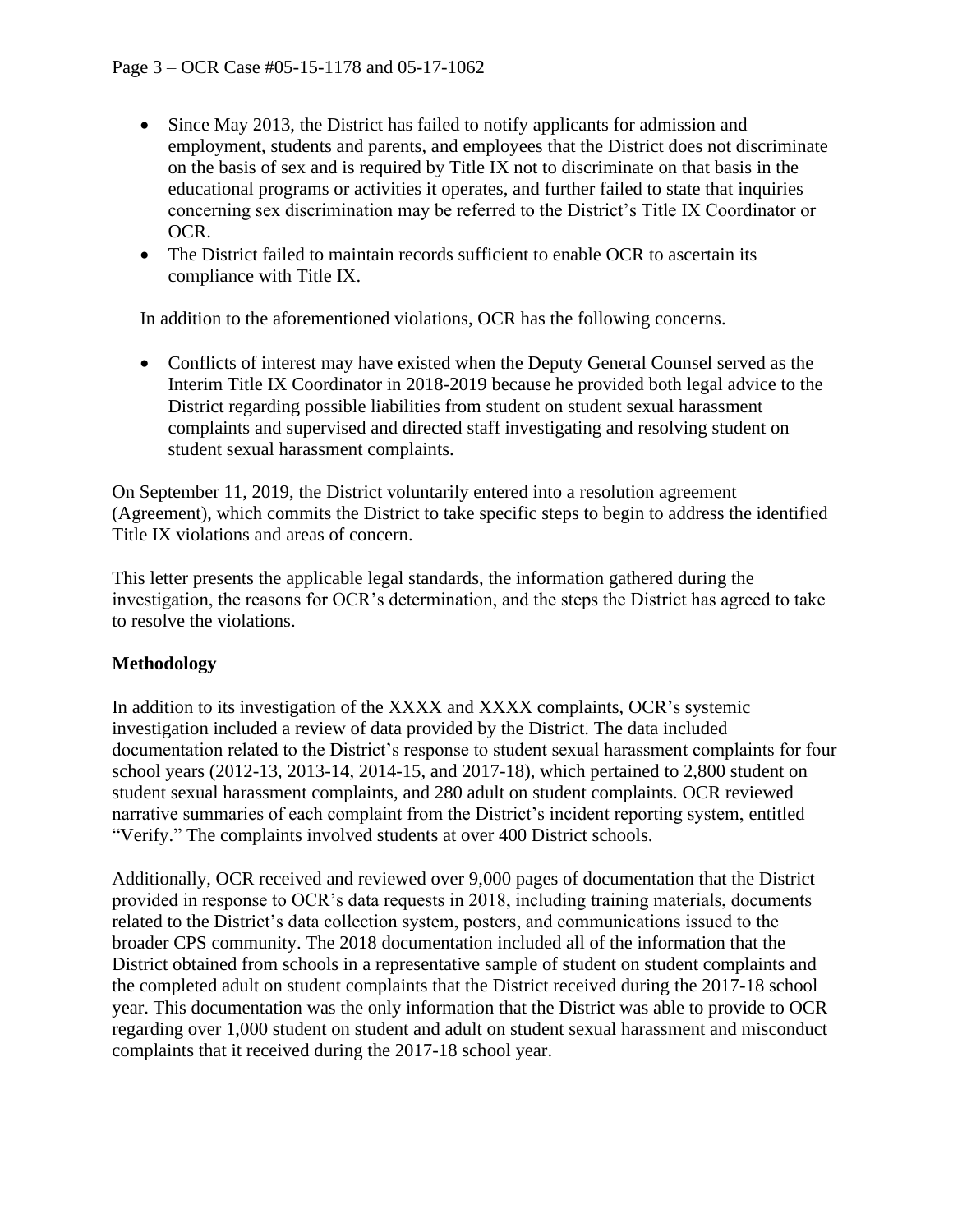- Since May 2013, the District has failed to notify applicants for admission and employment, students and parents, and employees that the District does not discriminate on the basis of sex and is required by Title IX not to discriminate on that basis in the educational programs or activities it operates, and further failed to state that inquiries concerning sex discrimination may be referred to the District's Title IX Coordinator or OCR.
- The District failed to maintain records sufficient to enable OCR to ascertain its compliance with Title IX.

In addition to the aforementioned violations, OCR has the following concerns.

- Conflicts of interest may have existed when the Deputy General Counsel served as the Interim Title IX Coordinator in 2018-2019 because he provided both legal advice to the District regarding possible liabilities from student on student sexual harassment complaints and supervised and directed staff investigating and resolving student on student sexual harassment complaints.

On September 11, 2019, the District voluntarily entered into a resolution agreement (Agreement), which commits the District to take specific steps to begin to address the identified Title IX violations and areas of concern.

This letter presents the applicable legal standards, the information gathered during the investigation, the reasons for OCR's determination, and the steps the District has agreed to take to resolve the violations.

**Methodology**

In addition to its investigation of the XXXX and XXXX complaints, OCR's systemic investigation included a review of data provided by the District. The data included documentation related to the District's response to student sexual harassment complaints for four school years (2012-13, 2013-14, 2014-15, and 2017-18), which pertained to 2,800 student on student sexual harassment complaints, and 280 adult on student complaints. OCR reviewed narrative summaries of each complaint from the District's incident reporting system, entitled "Verify." The complaints involved students at over 400 District schools.

Additionally, OCR received and reviewed over 9,000 pages of documentation that the District provided in response to OCR's data requests in 2018, including training materials, documents related to the District's data collection system, posters, and communications issued to the broader CPS community. The 2018 documentation included all of the information that the District obtained from schools in a representative sample of student on student complaints and the completed adult on student complaints that the District received during the 2017-18 school year. This documentation was the only information that the District was able to provide to OCR regarding over 1,000 student on student and adult on student sexual harassment and misconduct complaints that it received during the 2017-18 school year.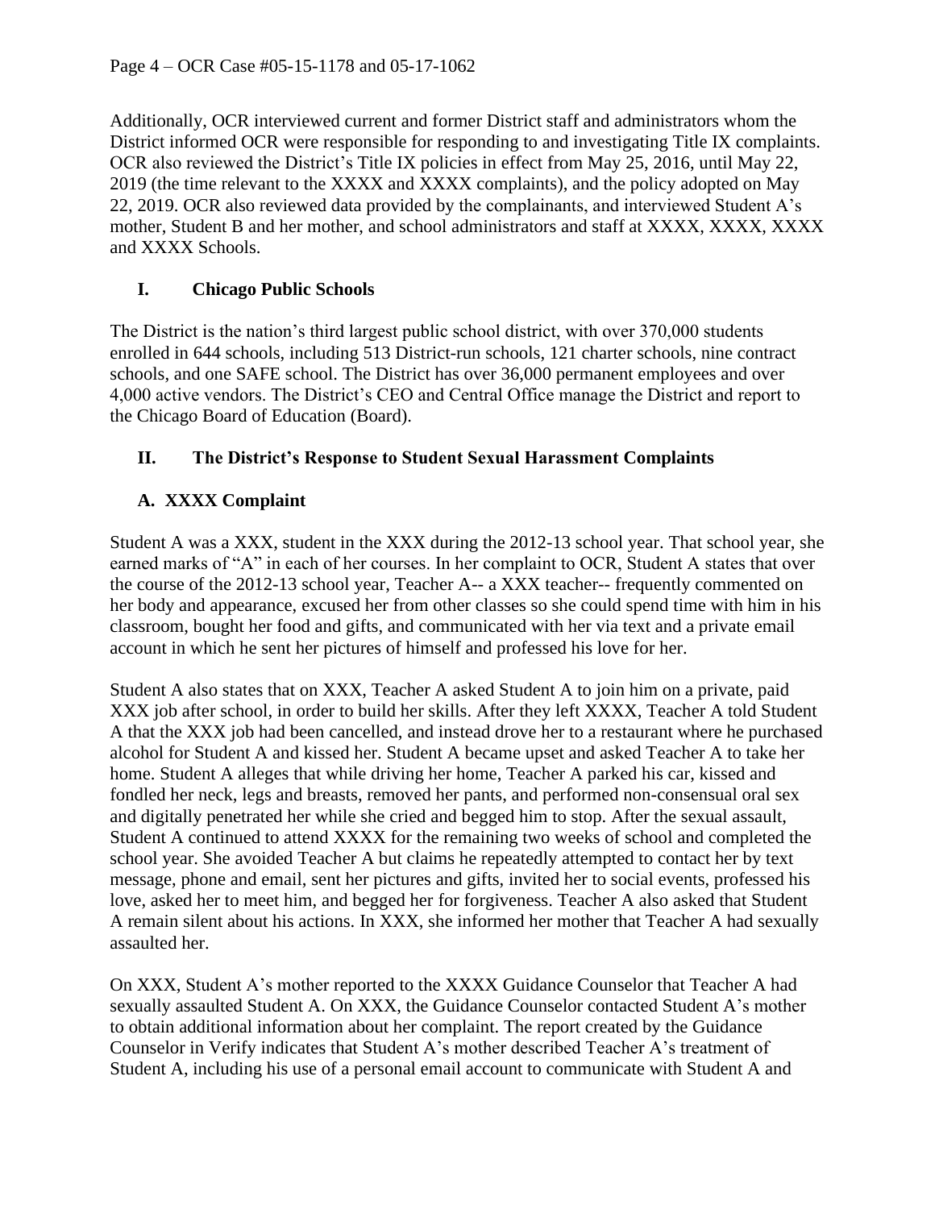Additionally, OCR interviewed current and former District staff and administrators whom the District informed OCR were responsible for responding to and investigating Title IX complaints. OCR also reviewed the District's Title IX policies in effect from May 25, 2016, until May 22, 2019 (the time relevant to the XXXX and XXXX complaints), and the policy adopted on May 22, 2019. OCR also reviewed data provided by the complainants, and interviewed Student A's mother, Student B and her mother, and school administrators and staff at XXXX, XXXX, XXXX and XXXX Schools.

## I. Chicago Public Schools

The District is the nation's third largest public school district, with over 370,000 students enrolled in 644 schools, including 513 District-run schools, 121 charter schools, nine contract schools, and one SAFE school. The District has over 36,000 permanent employees and over 4,000 active vendors. The District's CEO and Central Office manage the District and report to the Chicago Board of Education (Board).

## II. The District's Response to Student Sexual Harassment Complaints

### A. XXXX Complaint

Student A was a XXX, student in the XXX during the 2012-13 school year. That school year, she earned marks of "A" in each of her courses. In her complaint to OCR, Student A states that over the course of the 2012-13 school year, Teacher A-- a XXX teacher-- frequently commented on her body and appearance, excused her from other classes so she could spend time with him in his classroom, bought her food and gifts, and communicated with her via text and a private email account in which he sent her pictures of himself and professed his love for her.

Student A also states that on XXX, Teacher A asked Student A to join him on a private, paid XXX job after school, in order to build her skills. After they left XXXX, Teacher A told Student A that the XXX job had been cancelled, and instead drove her to a restaurant where he purchased alcohol for Student A and kissed her. Student A became upset and asked Teacher A to take her home. Student A alleges that while driving her home, Teacher A parked his car, kissed and fondled her neck, legs and breasts, removed her pants, and performed non-consensual oral sex and digitally penetrated her while she cried and begged him to stop. After the sexual assault, Student A continued to attend XXXX for the remaining two weeks of school and completed the school year. She avoided Teacher A but claims he repeatedly attempted to contact her by text message, phone and email, sent her pictures and gifts, invited her to social events, professed his love, asked her to meet him, and begged her for forgiveness. Teacher A also asked that Student A remain silent about his actions. In XXX, she informed her mother that Teacher A had sexually assaulted her.

On XXX, Student A's mother reported to the XXXX Guidance Counselor that Teacher A had sexually assaulted Student A. On XXX, the Guidance Counselor contacted Student A's mother to obtain additional information about her complaint. The report created by the Guidance Counselor in Verify indicates that Student A's mother described Teacher A's treatment of Student A, including his use of a personal email account to communicate with Student A and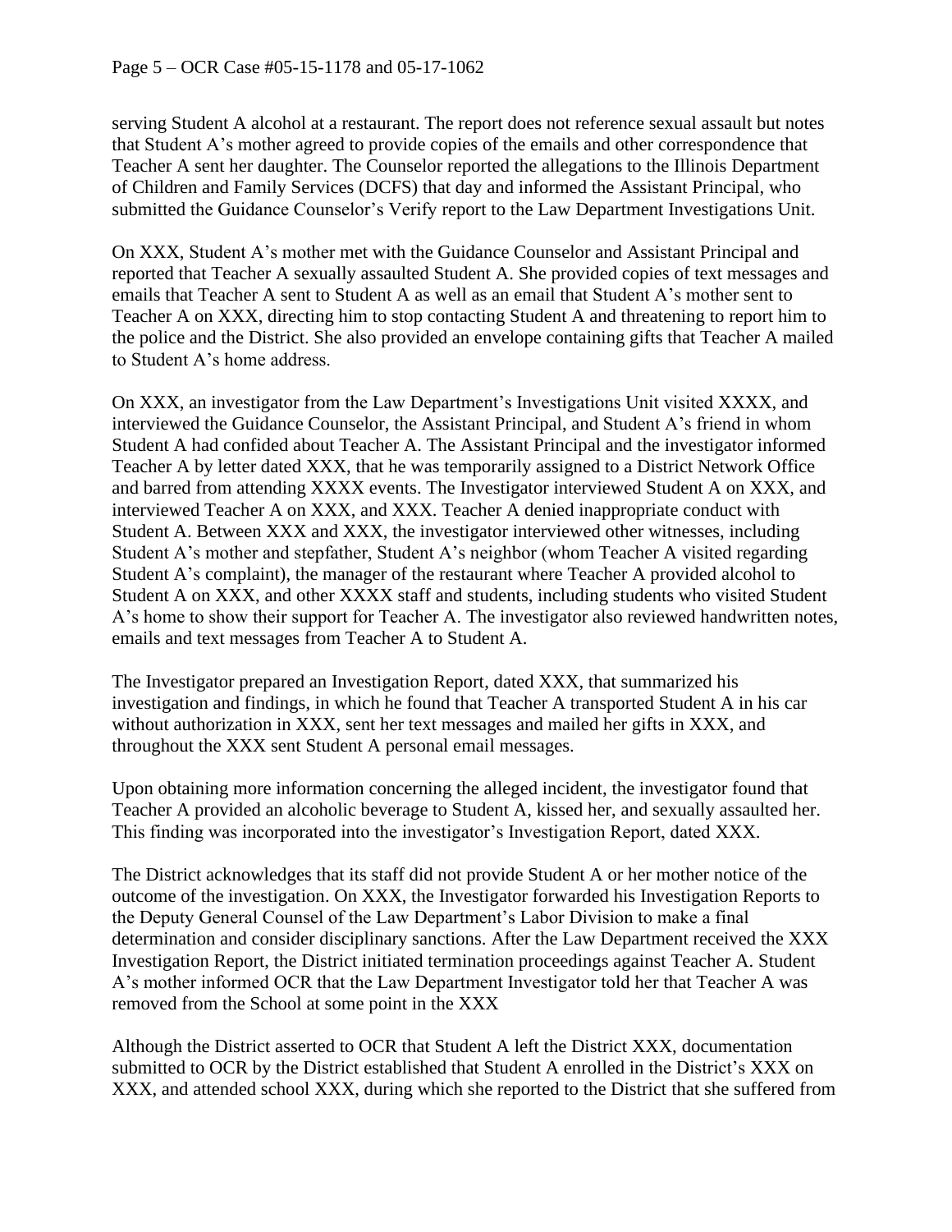serving Student A alcohol at a restaurant. The report does not reference sexual assault but notes that Student A's mother agreed to provide copies of the emails and other correspondence that Teacher A sent her daughter. The Counselor reported the allegations to the Illinois Department of Children and Family Services (DCFS) that day and informed the Assistant Principal, who submitted the Guidance Counselor's Verify report to the Law Department Investigations Unit.

On XXX, Student A's mother met with the Guidance Counselor and Assistant Principal and reported that Teacher A sexually assaulted Student A. She provided copies of text messages and emails that Teacher A sent to Student A as well as an email that Student A's mother sent to Teacher A on XXX, directing him to stop contacting Student A and threatening to report him to the police and the District. She also provided an envelope containing gifts that Teacher A mailed to Student A's home address.

On XXX, an investigator from the Law Department's Investigations Unit visited XXXX, and interviewed the Guidance Counselor, the Assistant Principal, and Student A's friend in whom Student A had confided about Teacher A. The Assistant Principal and the investigator informed Teacher A by letter dated XXX, that he was temporarily assigned to a District Network Office and barred from attending XXXX events. The Investigator interviewed Student A on XXX, and interviewed Teacher A on XXX, and XXX. Teacher A denied inappropriate conduct with Student A. Between XXX and XXX, the investigator interviewed other witnesses, including Student A's mother and stepfather, Student A's neighbor (whom Teacher A visited regarding Student A's complaint), the manager of the restaurant where Teacher A provided alcohol to Student A on XXX, and other XXXX staff and students, including students who visited Student A's home to show their support for Teacher A. The investigator also reviewed handwritten notes, emails and text messages from Teacher A to Student A.

The Investigator prepared an Investigation Report, dated XXX, that summarized his investigation and findings, in which he found that Teacher A transported Student A in his car without authorization in XXX, sent her text messages and mailed her gifts in XXX, and throughout the XXX sent Student A personal email messages.

Upon obtaining more information concerning the alleged incident, the investigator found that Teacher A provided an alcoholic beverage to Student A, kissed her, and sexually assaulted her. This finding was incorporated into the investigator's Investigation Report, dated XXX.

The District acknowledges that its staff did not provide Student A or her mother notice of the outcome of the investigation. On XXX, the Investigator forwarded his Investigation Reports to the Deputy General Counsel of the Law Department's Labor Division to make a final determination and consider disciplinary sanctions. After the Law Department received the XXX Investigation Report, the District initiated termination proceedings against Teacher A. Student A's mother informed OCR that the Law Department Investigator told her that Teacher A was removed from the School at some point in the XXX

Although the District asserted to OCR that Student A left the District XXX, documentation submitted to OCR by the District established that Student A enrolled in the District's XXX on XXX, and attended school XXX, during which she reported to the District that she suffered from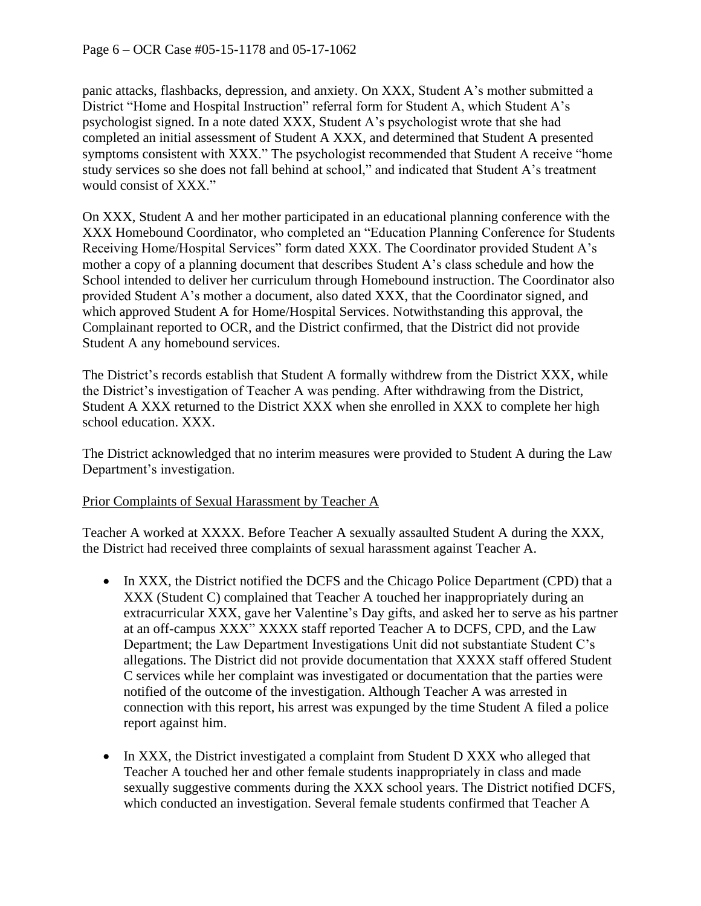panic attacks, flashbacks, depression, and anxiety. On XXX, Student A's mother submitted a District "Home and Hospital Instruction" referral form for Student A, which Student A's psychologist signed. In a note dated XXX, Student A's psychologist wrote that she had completed an initial assessment of Student A XXX, and determined that Student A presented symptoms consistent with XXX." The psychologist recommended that Student A receive "home study services so she does not fall behind at school," and indicated that Student A's treatment would consist of XXX."

On XXX, Student A and her mother participated in an educational planning conference with the XXX Homebound Coordinator, who completed an "Education Planning Conference for Students Receiving Home/Hospital Services" form dated XXX. The Coordinator provided Student A's mother a copy of a planning document that describes Student A's class schedule and how the School intended to deliver her curriculum through Homebound instruction. The Coordinator also provided Student A's mother a document, also dated XXX, that the Coordinator signed, and which approved Student A for Home/Hospital Services. Notwithstanding this approval, the Complainant reported to OCR, and the District confirmed, that the District did not provide Student A any homebound services.

The District's records establish that Student A formally withdrew from the District XXX, while the District's investigation of Teacher A was pending. After withdrawing from the District, Student A XXX returned to the District XXX when she enrolled in XXX to complete her high school education. XXX.

The District acknowledged that no interim measures were provided to Student A during the Law Department's investigation.

<u>Prior Complaints of Sexual Harassment by Teacher A</u>

Teacher A worked at XXXX. Before Teacher A sexually assaulted Student A during the XXX, the District had received three complaints of sexual harassment against Teacher A.

- In XXX, the District notified the DCFS and the Chicago Police Department (CPD) that a XXX (Student C) complained that Teacher A touched her inappropriately during an extracurricular XXX, gave her Valentine's Day gifts, and asked her to serve as his partner at an off-campus XXX" XXXX staff reported Teacher A to DCFS, CPD, and the Law Department; the Law Department Investigations Unit did not substantiate Student C's allegations. The District did not provide documentation that XXXX staff offered Student C services while her complaint was investigated or documentation that the parties were notified of the outcome of the investigation. Although Teacher A was arrested in connection with this report, his arrest was expunged by the time Student A filed a police report against him.

- In XXX, the District investigated a complaint from Student D XXX who alleged that Teacher A touched her and other female students inappropriately in class and made sexually suggestive comments during the XXX school years. The District notified DCFS, which conducted an investigation. Several female students confirmed that Teacher A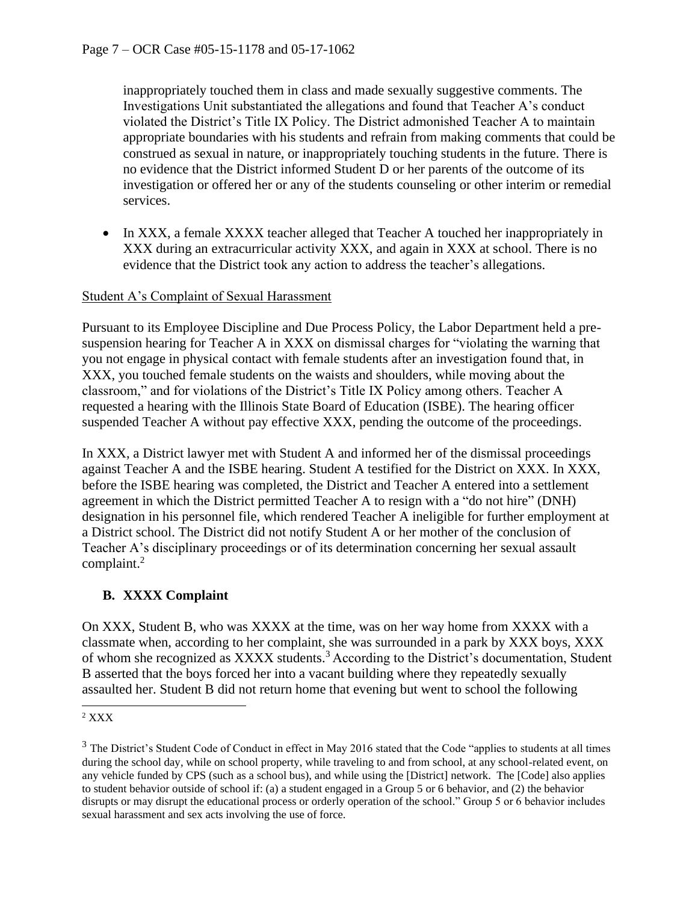inappropriately touched them in class and made sexually suggestive comments. The Investigations Unit substantiated the allegations and found that Teacher A's conduct violated the District's Title IX Policy. The District admonished Teacher A to maintain appropriate boundaries with his students and refrain from making comments that could be construed as sexual in nature, or inappropriately touching students in the future. There is no evidence that the District informed Student D or her parents of the outcome of its investigation or offered her or any of the students counseling or other interim or remedial services.

- In XXX, a female XXXX teacher alleged that Teacher A touched her inappropriately in XXX during an extracurricular activity XXX, and again in XXX at school. There is no evidence that the District took any action to address the teacher's allegations.

Student A's Complaint of Sexual Harassment

Pursuant to its Employee Discipline and Due Process Policy, the Labor Department held a pre-suspension hearing for Teacher A in XXX on dismissal charges for "violating the warning that you not engage in physical contact with female students after an investigation found that, in XXX, you touched female students on the waists and shoulders, while moving about the classroom," and for violations of the District's Title IX Policy among others. Teacher A requested a hearing with the Illinois State Board of Education (ISBE). The hearing officer suspended Teacher A without pay effective XXX, pending the outcome of the proceedings.

In XXX, a District lawyer met with Student A and informed her of the dismissal proceedings against Teacher A and the ISBE hearing. Student A testified for the District on XXX. In XXX, before the ISBE hearing was completed, the District and Teacher A entered into a settlement agreement in which the District permitted Teacher A to resign with a "do not hire" (DNH) designation in his personnel file, which rendered Teacher A ineligible for further employment at a District school. The District did not notify Student A or her mother of the conclusion of Teacher A's disciplinary proceedings or of its determination concerning her sexual assault complaint.[2]

### B. XXXX Complaint

On XXX, Student B, who was XXXX at the time, was on her way home from XXXX with a classmate when, according to her complaint, she was surrounded in a park by XXX boys, XXX of whom she recognized as XXXX students.[3] According to the District's documentation, Student B asserted that the boys forced her into a vacant building where they repeatedly sexually assaulted her. Student B did not return home that evening but went to school the following

---

[2] XXX

[3] The District's Student Code of Conduct in effect in May 2016 stated that the Code "applies to students at all times during the school day, while on school property, while traveling to and from school, at any school-related event, on any vehicle funded by CPS (such as a school bus), and while using the [District] network. The [Code] also applies to student behavior outside of school if: (a) a student engaged in a Group 5 or 6 behavior, and (2) the behavior disrupts or may disrupt the educational process or orderly operation of the school." Group 5 or 6 behavior includes sexual harassment and sex acts involving the use of force.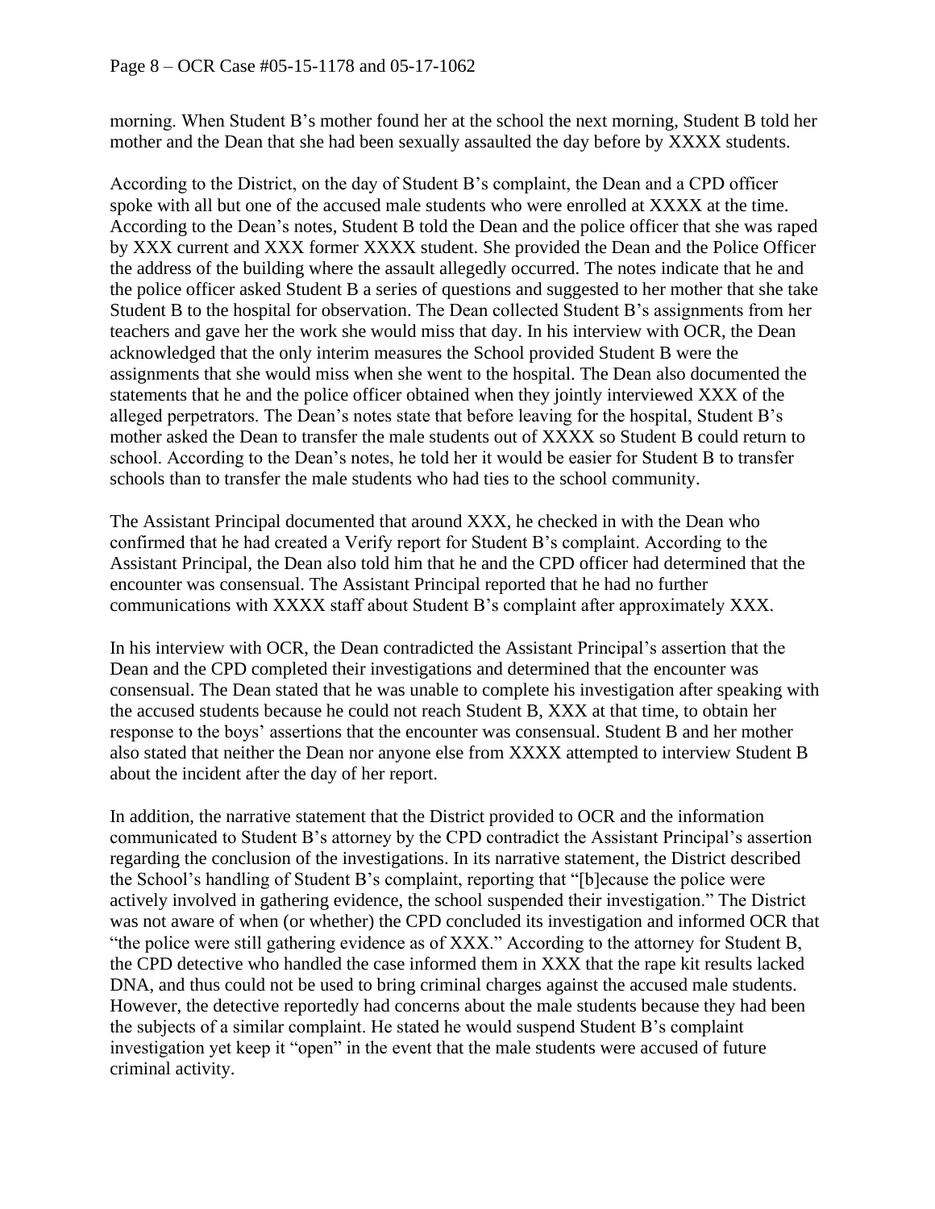morning. When Student B's mother found her at the school the next morning, Student B told her mother and the Dean that she had been sexually assaulted the day before by XXXX students.

According to the District, on the day of Student B's complaint, the Dean and a CPD officer spoke with all but one of the accused male students who were enrolled at XXXX at the time. According to the Dean's notes, Student B told the Dean and the police officer that she was raped by XXX current and XXX former XXXX student. She provided the Dean and the Police Officer the address of the building where the assault allegedly occurred. The notes indicate that he and the police officer asked Student B a series of questions and suggested to her mother that she take Student B to the hospital for observation. The Dean collected Student B's assignments from her teachers and gave her the work she would miss that day. In his interview with OCR, the Dean acknowledged that the only interim measures the School provided Student B were the assignments that she would miss when she went to the hospital. The Dean also documented the statements that he and the police officer obtained when they jointly interviewed XXX of the alleged perpetrators. The Dean's notes state that before leaving for the hospital, Student B's mother asked the Dean to transfer the male students out of XXXX so Student B could return to school. According to the Dean's notes, he told her it would be easier for Student B to transfer schools than to transfer the male students who had ties to the school community.

The Assistant Principal documented that around XXX, he checked in with the Dean who confirmed that he had created a Verify report for Student B's complaint. According to the Assistant Principal, the Dean also told him that he and the CPD officer had determined that the encounter was consensual. The Assistant Principal reported that he had no further communications with XXXX staff about Student B's complaint after approximately XXX.

In his interview with OCR, the Dean contradicted the Assistant Principal's assertion that the Dean and the CPD completed their investigations and determined that the encounter was consensual. The Dean stated that he was unable to complete his investigation after speaking with the accused students because he could not reach Student B, XXX at that time, to obtain her response to the boys' assertions that the encounter was consensual. Student B and her mother also stated that neither the Dean nor anyone else from XXXX attempted to interview Student B about the incident after the day of her report.

In addition, the narrative statement that the District provided to OCR and the information communicated to Student B's attorney by the CPD contradict the Assistant Principal's assertion regarding the conclusion of the investigations. In its narrative statement, the District described the School's handling of Student B's complaint, reporting that "[b]ecause the police were actively involved in gathering evidence, the school suspended their investigation." The District was not aware of when (or whether) the CPD concluded its investigation and informed OCR that "the police were still gathering evidence as of XXX." According to the attorney for Student B, the CPD detective who handled the case informed them in XXX that the rape kit results lacked DNA, and thus could not be used to bring criminal charges against the accused male students. However, the detective reportedly had concerns about the male students because they had been the subjects of a similar complaint. He stated he would suspend Student B's complaint investigation yet keep it "open" in the event that the male students were accused of future criminal activity.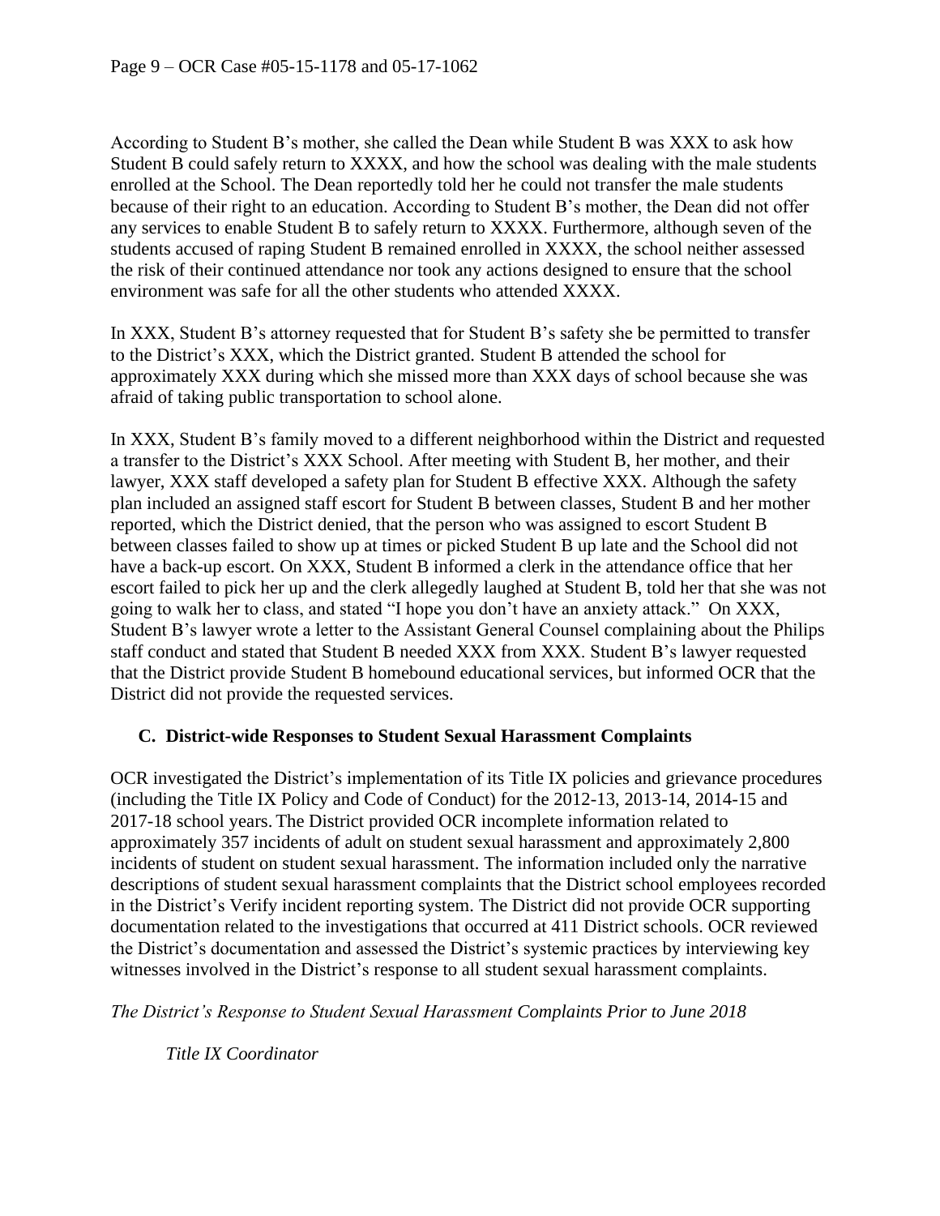According to Student B's mother, she called the Dean while Student B was XXX to ask how Student B could safely return to XXXX, and how the school was dealing with the male students enrolled at the School. The Dean reportedly told her he could not transfer the male students because of their right to an education. According to Student B's mother, the Dean did not offer any services to enable Student B to safely return to XXXX. Furthermore, although seven of the students accused of raping Student B remained enrolled in XXXX, the school neither assessed the risk of their continued attendance nor took any actions designed to ensure that the school environment was safe for all the other students who attended XXXX.

In XXX, Student B's attorney requested that for Student B's safety she be permitted to transfer to the District's XXX, which the District granted. Student B attended the school for approximately XXX during which she missed more than XXX days of school because she was afraid of taking public transportation to school alone.

In XXX, Student B's family moved to a different neighborhood within the District and requested a transfer to the District's XXX School. After meeting with Student B, her mother, and their lawyer, XXX staff developed a safety plan for Student B effective XXX. Although the safety plan included an assigned staff escort for Student B between classes, Student B and her mother reported, which the District denied, that the person who was assigned to escort Student B between classes failed to show up at times or picked Student B up late and the School did not have a back-up escort. On XXX, Student B informed a clerk in the attendance office that her escort failed to pick her up and the clerk allegedly laughed at Student B, told her that she was not going to walk her to class, and stated "I hope you don't have an anxiety attack." On XXX, Student B's lawyer wrote a letter to the Assistant General Counsel complaining about the Philips staff conduct and stated that Student B needed XXX from XXX. Student B's lawyer requested that the District provide Student B homebound educational services, but informed OCR that the District did not provide the requested services.

### C. District-wide Responses to Student Sexual Harassment Complaints

OCR investigated the District's implementation of its Title IX policies and grievance procedures (including the Title IX Policy and Code of Conduct) for the 2012-13, 2013-14, 2014-15 and 2017-18 school years. The District provided OCR incomplete information related to approximately 357 incidents of adult on student sexual harassment and approximately 2,800 incidents of student on student sexual harassment. The information included only the narrative descriptions of student sexual harassment complaints that the District school employees recorded in the District's Verify incident reporting system. The District did not provide OCR supporting documentation related to the investigations that occurred at 411 District schools. OCR reviewed the District's documentation and assessed the District's systemic practices by interviewing key witnesses involved in the District's response to all student sexual harassment complaints.

*The District's Response to Student Sexual Harassment Complaints Prior to June 2018*

*Title IX Coordinator*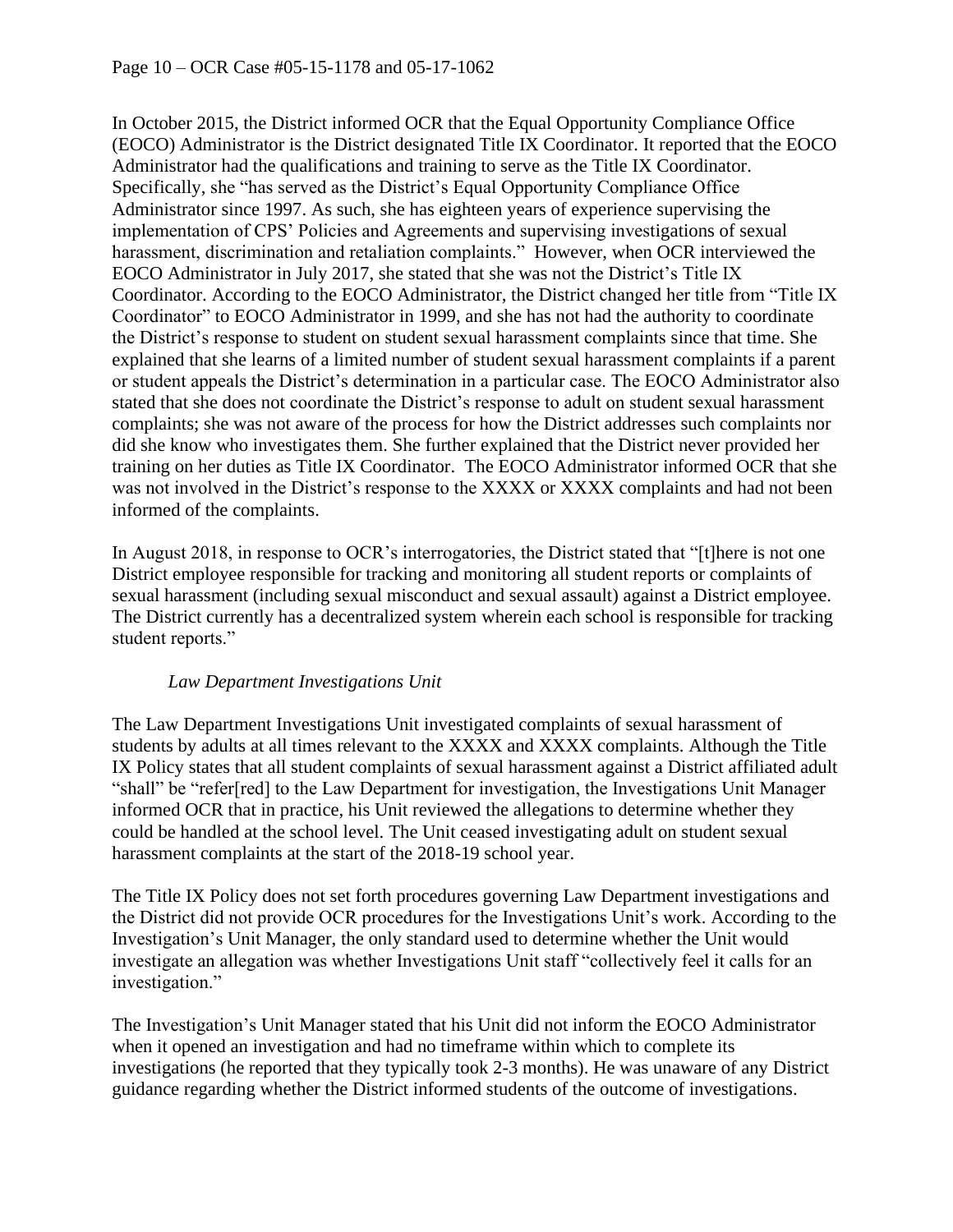In October 2015, the District informed OCR that the Equal Opportunity Compliance Office (EOCO) Administrator is the District designated Title IX Coordinator. It reported that the EOCO Administrator had the qualifications and training to serve as the Title IX Coordinator. Specifically, she "has served as the District's Equal Opportunity Compliance Office Administrator since 1997. As such, she has eighteen years of experience supervising the implementation of CPS' Policies and Agreements and supervising investigations of sexual harassment, discrimination and retaliation complaints." However, when OCR interviewed the EOCO Administrator in July 2017, she stated that she was not the District's Title IX Coordinator. According to the EOCO Administrator, the District changed her title from "Title IX Coordinator" to EOCO Administrator in 1999, and she has not had the authority to coordinate the District's response to student on student sexual harassment complaints since that time. She explained that she learns of a limited number of student sexual harassment complaints if a parent or student appeals the District's determination in a particular case. The EOCO Administrator also stated that she does not coordinate the District's response to adult on student sexual harassment complaints; she was not aware of the process for how the District addresses such complaints nor did she know who investigates them. She further explained that the District never provided her training on her duties as Title IX Coordinator. The EOCO Administrator informed OCR that she was not involved in the District's response to the XXXX or XXXX complaints and had not been informed of the complaints.

In August 2018, in response to OCR's interrogatories, the District stated that "[t]here is not one District employee responsible for tracking and monitoring all student reports or complaints of sexual harassment (including sexual misconduct and sexual assault) against a District employee. The District currently has a decentralized system wherein each school is responsible for tracking student reports."

*Law Department Investigations Unit*

The Law Department Investigations Unit investigated complaints of sexual harassment of students by adults at all times relevant to the XXXX and XXXX complaints. Although the Title IX Policy states that all student complaints of sexual harassment against a District affiliated adult "shall" be "refer[red] to the Law Department for investigation, the Investigations Unit Manager informed OCR that in practice, his Unit reviewed the allegations to determine whether they could be handled at the school level. The Unit ceased investigating adult on student sexual harassment complaints at the start of the 2018-19 school year.

The Title IX Policy does not set forth procedures governing Law Department investigations and the District did not provide OCR procedures for the Investigations Unit's work. According to the Investigation's Unit Manager, the only standard used to determine whether the Unit would investigate an allegation was whether Investigations Unit staff "collectively feel it calls for an investigation."

The Investigation's Unit Manager stated that his Unit did not inform the EOCO Administrator when it opened an investigation and had no timeframe within which to complete its investigations (he reported that they typically took 2-3 months). He was unaware of any District guidance regarding whether the District informed students of the outcome of investigations.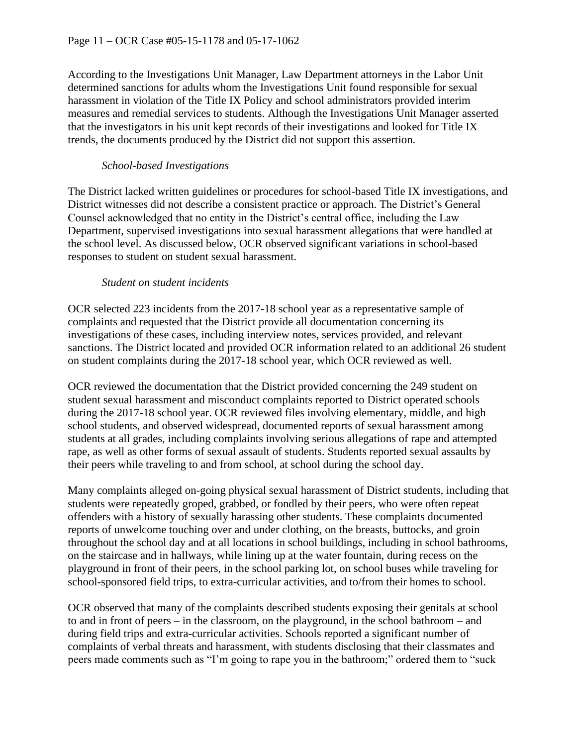According to the Investigations Unit Manager, Law Department attorneys in the Labor Unit determined sanctions for adults whom the Investigations Unit found responsible for sexual harassment in violation of the Title IX Policy and school administrators provided interim measures and remedial services to students. Although the Investigations Unit Manager asserted that the investigators in his unit kept records of their investigations and looked for Title IX trends, the documents produced by the District did not support this assertion.

*School-based Investigations*

The District lacked written guidelines or procedures for school-based Title IX investigations, and District witnesses did not describe a consistent practice or approach. The District's General Counsel acknowledged that no entity in the District's central office, including the Law Department, supervised investigations into sexual harassment allegations that were handled at the school level. As discussed below, OCR observed significant variations in school-based responses to student on student sexual harassment.

*Student on student incidents*

OCR selected 223 incidents from the 2017-18 school year as a representative sample of complaints and requested that the District provide all documentation concerning its investigations of these cases, including interview notes, services provided, and relevant sanctions. The District located and provided OCR information related to an additional 26 student on student complaints during the 2017-18 school year, which OCR reviewed as well.

OCR reviewed the documentation that the District provided concerning the 249 student on student sexual harassment and misconduct complaints reported to District operated schools during the 2017-18 school year. OCR reviewed files involving elementary, middle, and high school students, and observed widespread, documented reports of sexual harassment among students at all grades, including complaints involving serious allegations of rape and attempted rape, as well as other forms of sexual assault of students. Students reported sexual assaults by their peers while traveling to and from school, at school during the school day.

Many complaints alleged on-going physical sexual harassment of District students, including that students were repeatedly groped, grabbed, or fondled by their peers, who were often repeat offenders with a history of sexually harassing other students. These complaints documented reports of unwelcome touching over and under clothing, on the breasts, buttocks, and groin throughout the school day and at all locations in school buildings, including in school bathrooms, on the staircase and in hallways, while lining up at the water fountain, during recess on the playground in front of their peers, in the school parking lot, on school buses while traveling for school-sponsored field trips, to extra-curricular activities, and to/from their homes to school.

OCR observed that many of the complaints described students exposing their genitals at school to and in front of peers – in the classroom, on the playground, in the school bathroom – and during field trips and extra-curricular activities. Schools reported a significant number of complaints of verbal threats and harassment, with students disclosing that their classmates and peers made comments such as "I'm going to rape you in the bathroom;" ordered them to "suck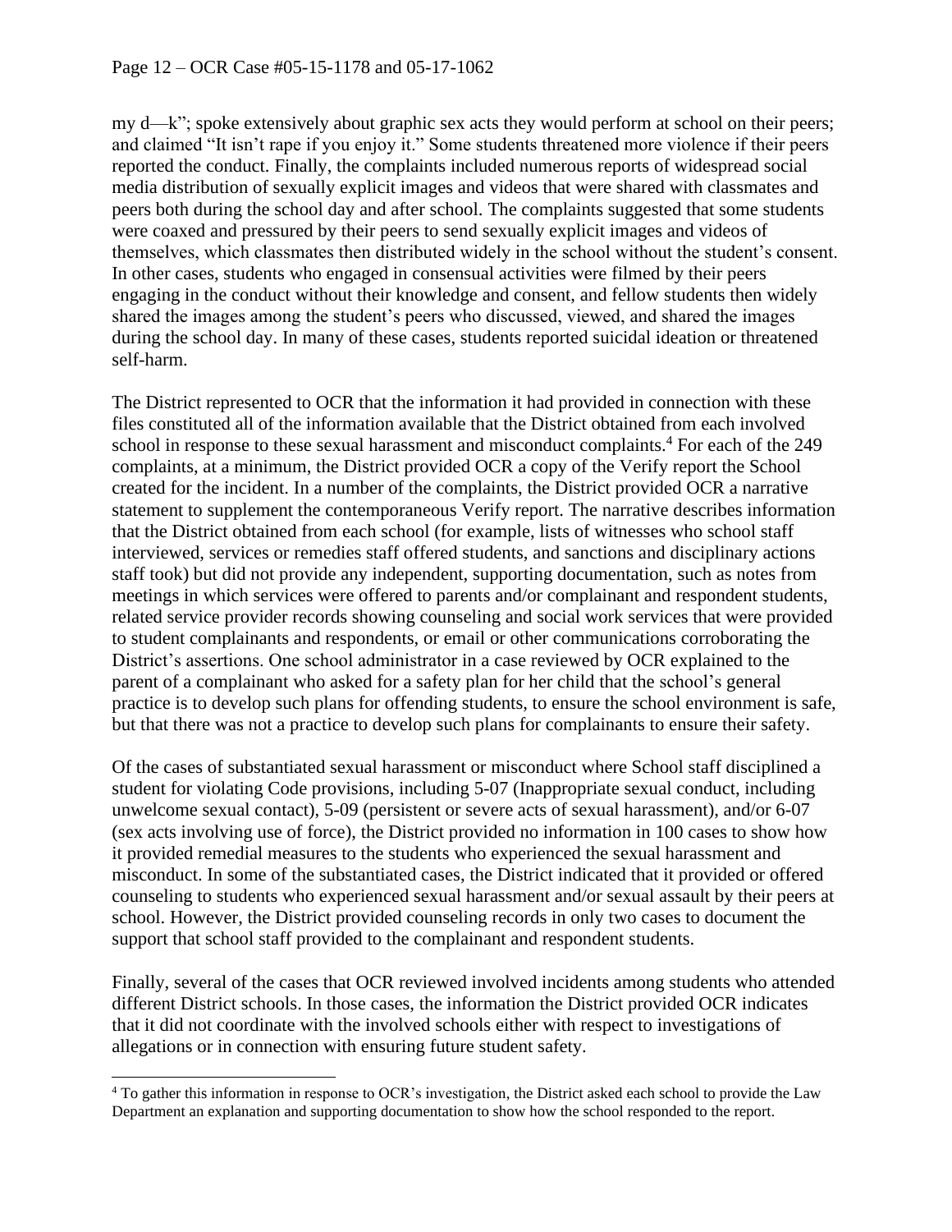my d—k"; spoke extensively about graphic sex acts they would perform at school on their peers; and claimed "It isn't rape if you enjoy it." Some students threatened more violence if their peers reported the conduct. Finally, the complaints included numerous reports of widespread social media distribution of sexually explicit images and videos that were shared with classmates and peers both during the school day and after school. The complaints suggested that some students were coaxed and pressured by their peers to send sexually explicit images and videos of themselves, which classmates then distributed widely in the school without the student's consent. In other cases, students who engaged in consensual activities were filmed by their peers engaging in the conduct without their knowledge and consent, and fellow students then widely shared the images among the student's peers who discussed, viewed, and shared the images during the school day. In many of these cases, students reported suicidal ideation or threatened self-harm.

The District represented to OCR that the information it had provided in connection with these files constituted all of the information available that the District obtained from each involved school in response to these sexual harassment and misconduct complaints.[4] For each of the 249 complaints, at a minimum, the District provided OCR a copy of the Verify report the School created for the incident. In a number of the complaints, the District provided OCR a narrative statement to supplement the contemporaneous Verify report. The narrative describes information that the District obtained from each school (for example, lists of witnesses who school staff interviewed, services or remedies staff offered students, and sanctions and disciplinary actions staff took) but did not provide any independent, supporting documentation, such as notes from meetings in which services were offered to parents and/or complainant and respondent students, related service provider records showing counseling and social work services that were provided to student complainants and respondents, or email or other communications corroborating the District's assertions. One school administrator in a case reviewed by OCR explained to the parent of a complainant who asked for a safety plan for her child that the school's general practice is to develop such plans for offending students, to ensure the school environment is safe, but that there was not a practice to develop such plans for complainants to ensure their safety.

Of the cases of substantiated sexual harassment or misconduct where School staff disciplined a student for violating Code provisions, including 5-07 (Inappropriate sexual conduct, including unwelcome sexual contact), 5-09 (persistent or severe acts of sexual harassment), and/or 6-07 (sex acts involving use of force), the District provided no information in 100 cases to show how it provided remedial measures to the students who experienced the sexual harassment and misconduct. In some of the substantiated cases, the District indicated that it provided or offered counseling to students who experienced sexual harassment and/or sexual assault by their peers at school. However, the District provided counseling records in only two cases to document the support that school staff provided to the complainant and respondent students.

Finally, several of the cases that OCR reviewed involved incidents among students who attended different District schools. In those cases, the information the District provided OCR indicates that it did not coordinate with the involved schools either with respect to investigations of allegations or in connection with ensuring future student safety.

[4] To gather this information in response to OCR's investigation, the District asked each school to provide the Law Department an explanation and supporting documentation to show how the school responded to the report.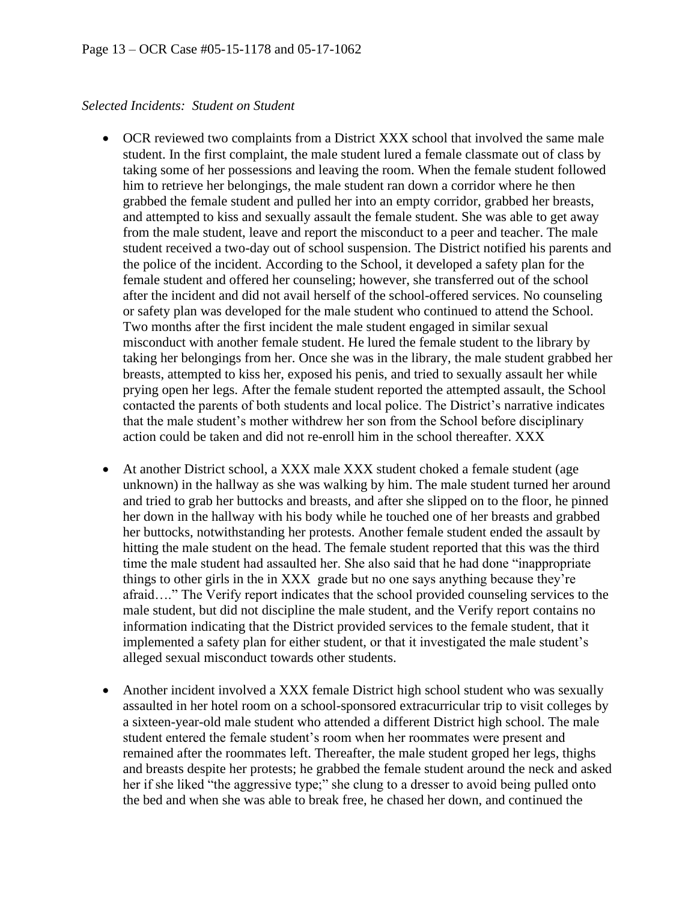*Selected Incidents: Student on Student*

- OCR reviewed two complaints from a District XXX school that involved the same male student. In the first complaint, the male student lured a female classmate out of class by taking some of her possessions and leaving the room. When the female student followed him to retrieve her belongings, the male student ran down a corridor where he then grabbed the female student and pulled her into an empty corridor, grabbed her breasts, and attempted to kiss and sexually assault the female student. She was able to get away from the male student, leave and report the misconduct to a peer and teacher. The male student received a two-day out of school suspension. The District notified his parents and the police of the incident. According to the School, it developed a safety plan for the female student and offered her counseling; however, she transferred out of the school after the incident and did not avail herself of the school-offered services. No counseling or safety plan was developed for the male student who continued to attend the School. Two months after the first incident the male student engaged in similar sexual misconduct with another female student. He lured the female student to the library by taking her belongings from her. Once she was in the library, the male student grabbed her breasts, attempted to kiss her, exposed his penis, and tried to sexually assault her while prying open her legs. After the female student reported the attempted assault, the School contacted the parents of both students and local police. The District's narrative indicates that the male student's mother withdrew her son from the School before disciplinary action could be taken and did not re-enroll him in the school thereafter. XXX

- At another District school, a XXX male XXX student choked a female student (age unknown) in the hallway as she was walking by him. The male student turned her around and tried to grab her buttocks and breasts, and after she slipped on to the floor, he pinned her down in the hallway with his body while he touched one of her breasts and grabbed her buttocks, notwithstanding her protests. Another female student ended the assault by hitting the male student on the head. The female student reported that this was the third time the male student had assaulted her. She also said that he had done "inappropriate things to other girls in the in XXX grade but no one says anything because they're afraid…." The Verify report indicates that the school provided counseling services to the male student, but did not discipline the male student, and the Verify report contains no information indicating that the District provided services to the female student, that it implemented a safety plan for either student, or that it investigated the male student's alleged sexual misconduct towards other students.

- Another incident involved a XXX female District high school student who was sexually assaulted in her hotel room on a school-sponsored extracurricular trip to visit colleges by a sixteen-year-old male student who attended a different District high school. The male student entered the female student's room when her roommates were present and remained after the roommates left. Thereafter, the male student groped her legs, thighs and breasts despite her protests; he grabbed the female student around the neck and asked her if she liked "the aggressive type;" she clung to a dresser to avoid being pulled onto the bed and when she was able to break free, he chased her down, and continued the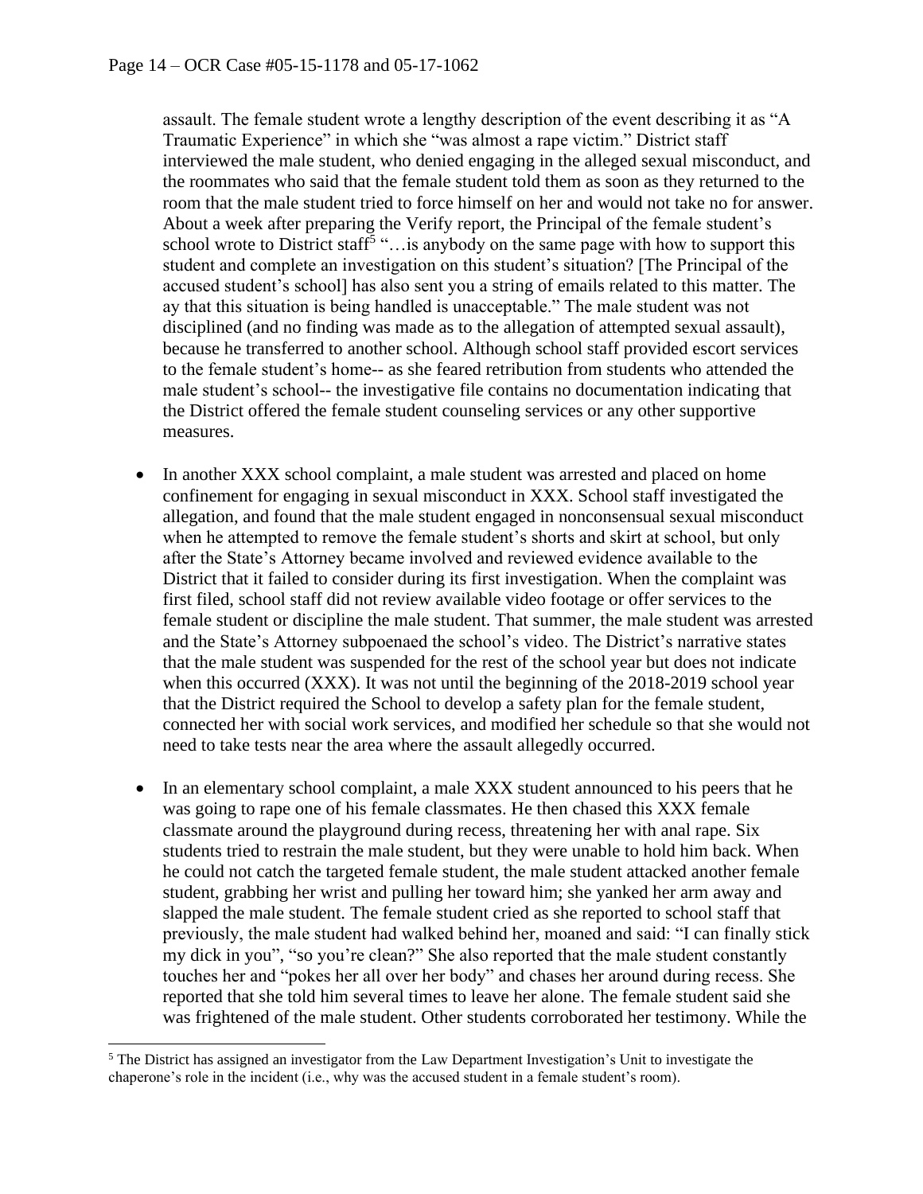assault. The female student wrote a lengthy description of the event describing it as "A Traumatic Experience" in which she "was almost a rape victim." District staff interviewed the male student, who denied engaging in the alleged sexual misconduct, and the roommates who said that the female student told them as soon as they returned to the room that the male student tried to force himself on her and would not take no for answer. About a week after preparing the Verify report, the Principal of the female student's school wrote to District staff[5] "…is anybody on the same page with how to support this student and complete an investigation on this student's situation? [The Principal of the accused student's school] has also sent you a string of emails related to this matter. The ay that this situation is being handled is unacceptable." The male student was not disciplined (and no finding was made as to the allegation of attempted sexual assault), because he transferred to another school. Although school staff provided escort services to the female student's home-- as she feared retribution from students who attended the male student's school-- the investigative file contains no documentation indicating that the District offered the female student counseling services or any other supportive measures.

- In another XXX school complaint, a male student was arrested and placed on home confinement for engaging in sexual misconduct in XXX. School staff investigated the allegation, and found that the male student engaged in nonconsensual sexual misconduct when he attempted to remove the female student's shorts and skirt at school, but only after the State's Attorney became involved and reviewed evidence available to the District that it failed to consider during its first investigation. When the complaint was first filed, school staff did not review available video footage or offer services to the female student or discipline the male student. That summer, the male student was arrested and the State's Attorney subpoenaed the school's video. The District's narrative states that the male student was suspended for the rest of the school year but does not indicate when this occurred (XXX). It was not until the beginning of the 2018-2019 school year that the District required the School to develop a safety plan for the female student, connected her with social work services, and modified her schedule so that she would not need to take tests near the area where the assault allegedly occurred.

- In an elementary school complaint, a male XXX student announced to his peers that he was going to rape one of his female classmates. He then chased this XXX female classmate around the playground during recess, threatening her with anal rape. Six students tried to restrain the male student, but they were unable to hold him back. When he could not catch the targeted female student, the male student attacked another female student, grabbing her wrist and pulling her toward him; she yanked her arm away and slapped the male student. The female student cried as she reported to school staff that previously, the male student had walked behind her, moaned and said: "I can finally stick my dick in you", "so you're clean?" She also reported that the male student constantly touches her and "pokes her all over her body" and chases her around during recess. She reported that she told him several times to leave her alone. The female student said she was frightened of the male student. Other students corroborated her testimony. While the

---

[5] The District has assigned an investigator from the Law Department Investigation's Unit to investigate the chaperone's role in the incident (i.e., why was the accused student in a female student's room).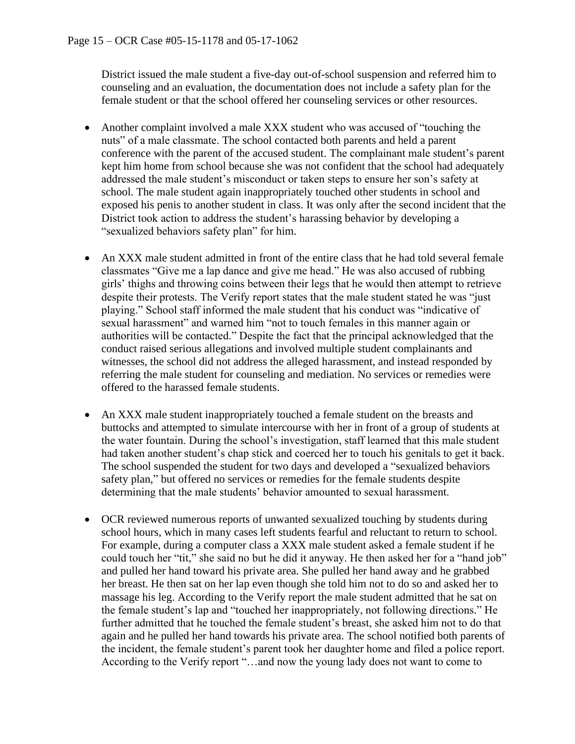District issued the male student a five-day out-of-school suspension and referred him to counseling and an evaluation, the documentation does not include a safety plan for the female student or that the school offered her counseling services or other resources.

- Another complaint involved a male XXX student who was accused of "touching the nuts" of a male classmate. The school contacted both parents and held a parent conference with the parent of the accused student. The complainant male student's parent kept him home from school because she was not confident that the school had adequately addressed the male student's misconduct or taken steps to ensure her son's safety at school. The male student again inappropriately touched other students in school and exposed his penis to another student in class. It was only after the second incident that the District took action to address the student's harassing behavior by developing a "sexualized behaviors safety plan" for him.

- An XXX male student admitted in front of the entire class that he had told several female classmates "Give me a lap dance and give me head." He was also accused of rubbing girls' thighs and throwing coins between their legs that he would then attempt to retrieve despite their protests. The Verify report states that the male student stated he was "just playing." School staff informed the male student that his conduct was "indicative of sexual harassment" and warned him "not to touch females in this manner again or authorities will be contacted." Despite the fact that the principal acknowledged that the conduct raised serious allegations and involved multiple student complainants and witnesses, the school did not address the alleged harassment, and instead responded by referring the male student for counseling and mediation. No services or remedies were offered to the harassed female students.

- An XXX male student inappropriately touched a female student on the breasts and buttocks and attempted to simulate intercourse with her in front of a group of students at the water fountain. During the school's investigation, staff learned that this male student had taken another student's chap stick and coerced her to touch his genitals to get it back. The school suspended the student for two days and developed a "sexualized behaviors safety plan," but offered no services or remedies for the female students despite determining that the male students' behavior amounted to sexual harassment.

- OCR reviewed numerous reports of unwanted sexualized touching by students during school hours, which in many cases left students fearful and reluctant to return to school. For example, during a computer class a XXX male student asked a female student if he could touch her "tit," she said no but he did it anyway. He then asked her for a "hand job" and pulled her hand toward his private area. She pulled her hand away and he grabbed her breast. He then sat on her lap even though she told him not to do so and asked her to massage his leg. According to the Verify report the male student admitted that he sat on the female student's lap and "touched her inappropriately, not following directions." He further admitted that he touched the female student's breast, she asked him not to do that again and he pulled her hand towards his private area. The school notified both parents of the incident, the female student's parent took her daughter home and filed a police report. According to the Verify report "…and now the young lady does not want to come to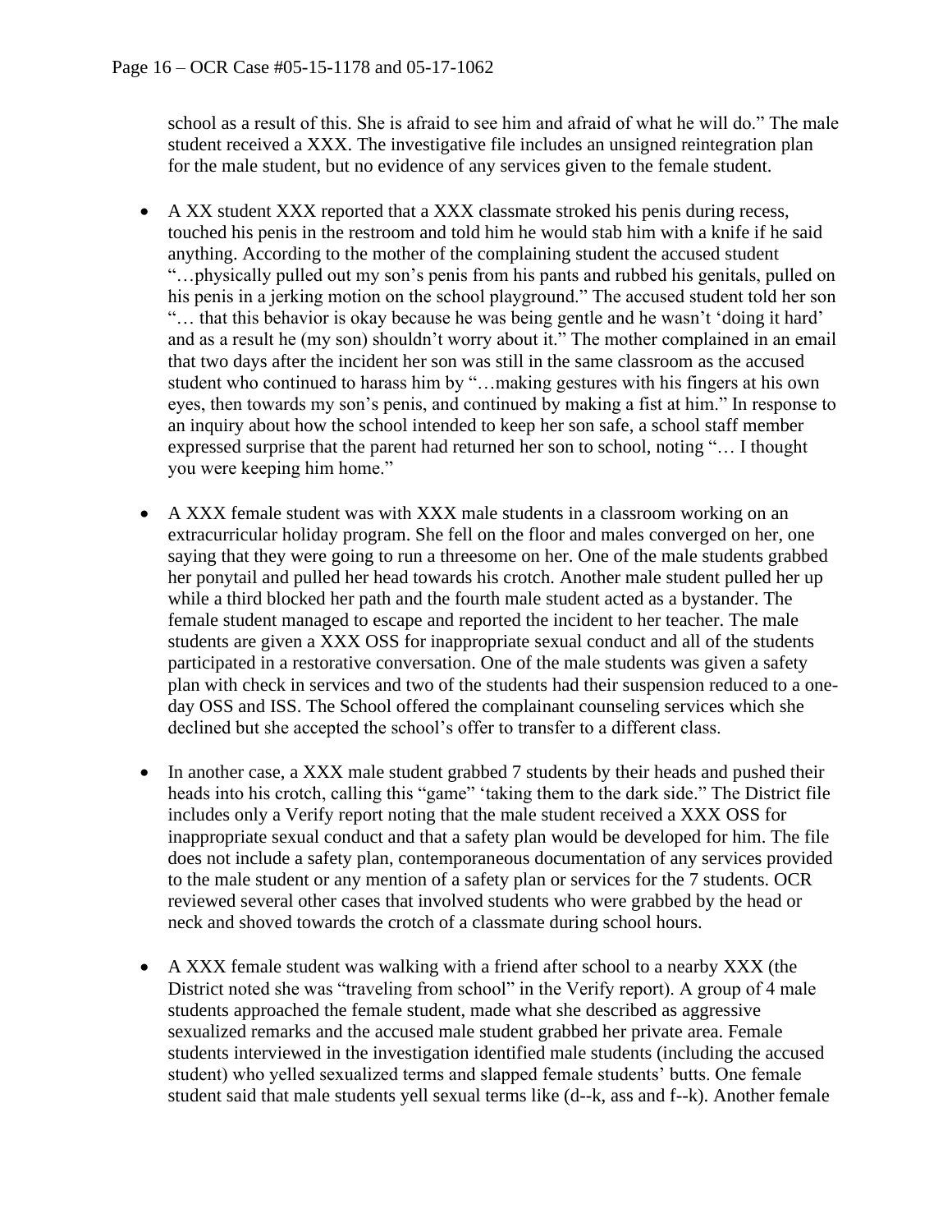school as a result of this. She is afraid to see him and afraid of what he will do." The male student received a XXX. The investigative file includes an unsigned reintegration plan for the male student, but no evidence of any services given to the female student.

- A XX student XXX reported that a XXX classmate stroked his penis during recess, touched his penis in the restroom and told him he would stab him with a knife if he said anything. According to the mother of the complaining student the accused student "…physically pulled out my son's penis from his pants and rubbed his genitals, pulled on his penis in a jerking motion on the school playground." The accused student told her son "… that this behavior is okay because he was being gentle and he wasn't 'doing it hard' and as a result he (my son) shouldn't worry about it." The mother complained in an email that two days after the incident her son was still in the same classroom as the accused student who continued to harass him by "…making gestures with his fingers at his own eyes, then towards my son's penis, and continued by making a fist at him." In response to an inquiry about how the school intended to keep her son safe, a school staff member expressed surprise that the parent had returned her son to school, noting "… I thought you were keeping him home."

- A XXX female student was with XXX male students in a classroom working on an extracurricular holiday program. She fell on the floor and males converged on her, one saying that they were going to run a threesome on her. One of the male students grabbed her ponytail and pulled her head towards his crotch. Another male student pulled her up while a third blocked her path and the fourth male student acted as a bystander. The female student managed to escape and reported the incident to her teacher. The male students are given a XXX OSS for inappropriate sexual conduct and all of the students participated in a restorative conversation. One of the male students was given a safety plan with check in services and two of the students had their suspension reduced to a one-day OSS and ISS. The School offered the complainant counseling services which she declined but she accepted the school's offer to transfer to a different class.

- In another case, a XXX male student grabbed 7 students by their heads and pushed their heads into his crotch, calling this "game" 'taking them to the dark side." The District file includes only a Verify report noting that the male student received a XXX OSS for inappropriate sexual conduct and that a safety plan would be developed for him. The file does not include a safety plan, contemporaneous documentation of any services provided to the male student or any mention of a safety plan or services for the 7 students. OCR reviewed several other cases that involved students who were grabbed by the head or neck and shoved towards the crotch of a classmate during school hours.

- A XXX female student was walking with a friend after school to a nearby XXX (the District noted she was "traveling from school" in the Verify report). A group of 4 male students approached the female student, made what she described as aggressive sexualized remarks and the accused male student grabbed her private area. Female students interviewed in the investigation identified male students (including the accused student) who yelled sexualized terms and slapped female students' butts. One female student said that male students yell sexual terms like (d--k, ass and f--k). Another female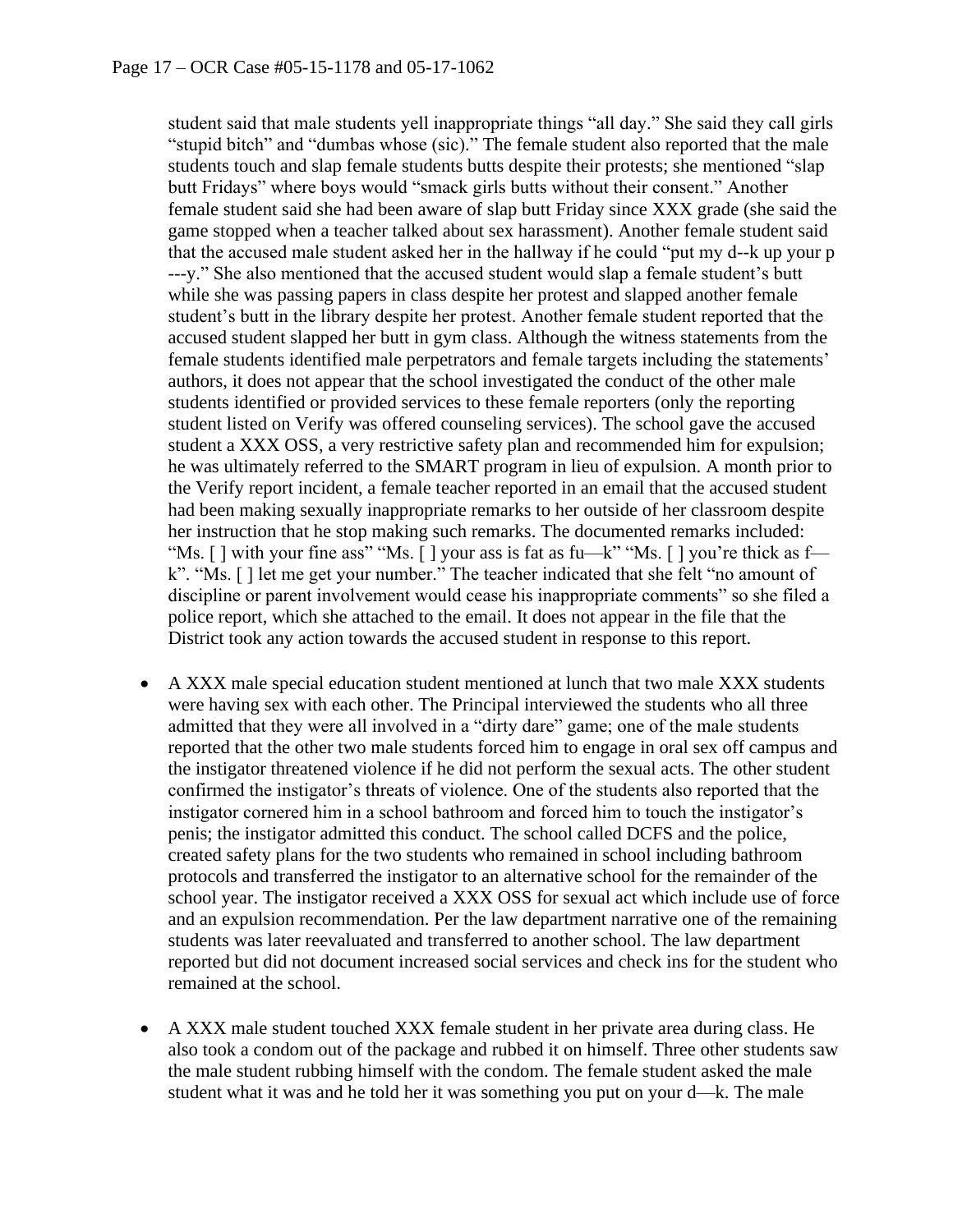student said that male students yell inappropriate things "all day." She said they call girls "stupid bitch" and "dumbas whose (sic)." The female student also reported that the male students touch and slap female students butts despite their protests; she mentioned "slap butt Fridays" where boys would "smack girls butts without their consent." Another female student said she had been aware of slap butt Friday since XXX grade (she said the game stopped when a teacher talked about sex harassment). Another female student said that the accused male student asked her in the hallway if he could "put my d--k up your p ---y." She also mentioned that the accused student would slap a female student's butt while she was passing papers in class despite her protest and slapped another female student's butt in the library despite her protest. Another female student reported that the accused student slapped her butt in gym class. Although the witness statements from the female students identified male perpetrators and female targets including the statements' authors, it does not appear that the school investigated the conduct of the other male students identified or provided services to these female reporters (only the reporting student listed on Verify was offered counseling services). The school gave the accused student a XXX OSS, a very restrictive safety plan and recommended him for expulsion; he was ultimately referred to the SMART program in lieu of expulsion. A month prior to the Verify report incident, a female teacher reported in an email that the accused student had been making sexually inappropriate remarks to her outside of her classroom despite her instruction that he stop making such remarks. The documented remarks included: "Ms. [ ] with your fine ass" "Ms. [ ] your ass is fat as fu—k" "Ms. [ ] you're thick as f—k". "Ms. [ ] let me get your number." The teacher indicated that she felt "no amount of discipline or parent involvement would cease his inappropriate comments" so she filed a police report, which she attached to the email. It does not appear in the file that the District took any action towards the accused student in response to this report.

- A XXX male special education student mentioned at lunch that two male XXX students were having sex with each other. The Principal interviewed the students who all three admitted that they were all involved in a "dirty dare" game; one of the male students reported that the other two male students forced him to engage in oral sex off campus and the instigator threatened violence if he did not perform the sexual acts. The other student confirmed the instigator's threats of violence. One of the students also reported that the instigator cornered him in a school bathroom and forced him to touch the instigator's penis; the instigator admitted this conduct. The school called DCFS and the police, created safety plans for the two students who remained in school including bathroom protocols and transferred the instigator to an alternative school for the remainder of the school year. The instigator received a XXX OSS for sexual act which include use of force and an expulsion recommendation. Per the law department narrative one of the remaining students was later reevaluated and transferred to another school. The law department reported but did not document increased social services and check ins for the student who remained at the school.

- A XXX male student touched XXX female student in her private area during class. He also took a condom out of the package and rubbed it on himself. Three other students saw the male student rubbing himself with the condom. The female student asked the male student what it was and he told her it was something you put on your d—k. The male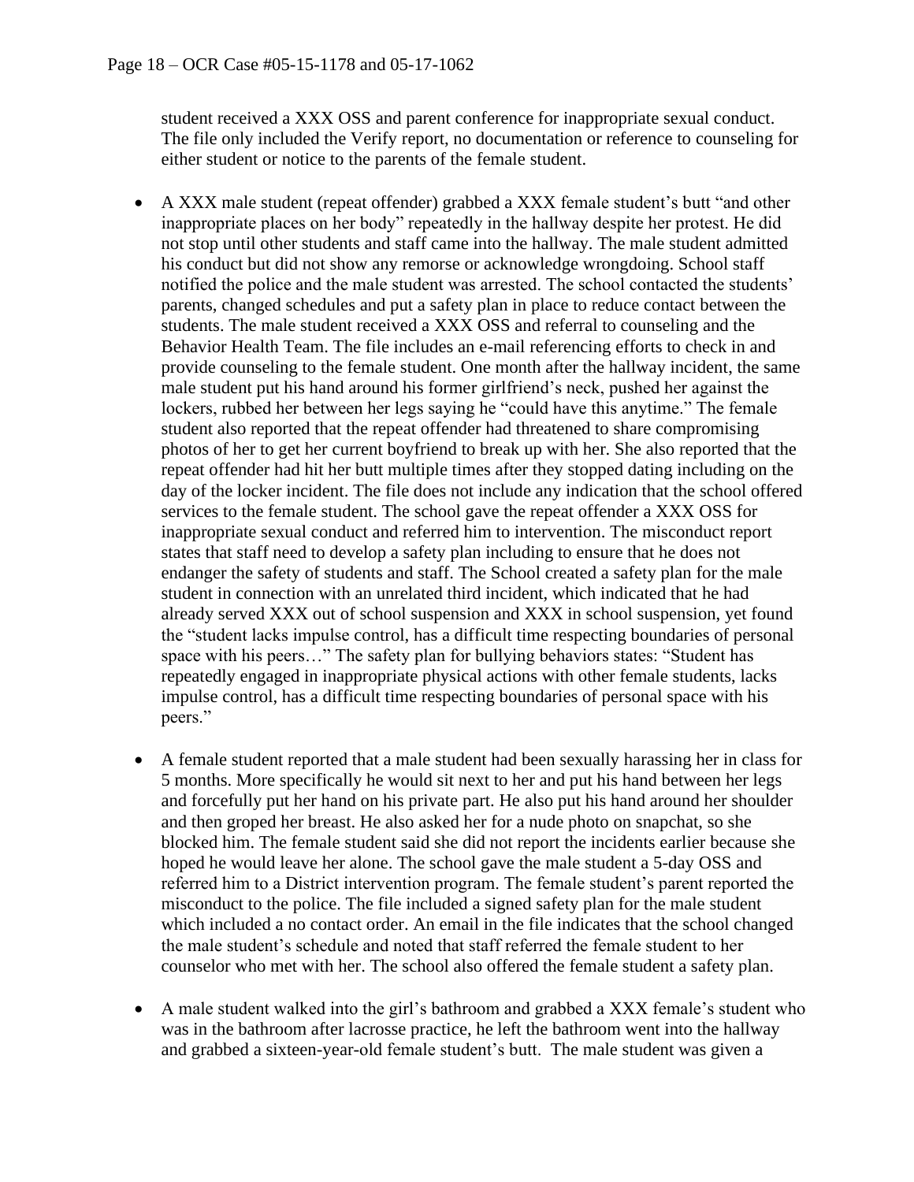student received a XXX OSS and parent conference for inappropriate sexual conduct. The file only included the Verify report, no documentation or reference to counseling for either student or notice to the parents of the female student.

- A XXX male student (repeat offender) grabbed a XXX female student's butt "and other inappropriate places on her body" repeatedly in the hallway despite her protest. He did not stop until other students and staff came into the hallway. The male student admitted his conduct but did not show any remorse or acknowledge wrongdoing. School staff notified the police and the male student was arrested. The school contacted the students' parents, changed schedules and put a safety plan in place to reduce contact between the students. The male student received a XXX OSS and referral to counseling and the Behavior Health Team. The file includes an e-mail referencing efforts to check in and provide counseling to the female student. One month after the hallway incident, the same male student put his hand around his former girlfriend's neck, pushed her against the lockers, rubbed her between her legs saying he "could have this anytime." The female student also reported that the repeat offender had threatened to share compromising photos of her to get her current boyfriend to break up with her. She also reported that the repeat offender had hit her butt multiple times after they stopped dating including on the day of the locker incident. The file does not include any indication that the school offered services to the female student. The school gave the repeat offender a XXX OSS for inappropriate sexual conduct and referred him to intervention. The misconduct report states that staff need to develop a safety plan including to ensure that he does not endanger the safety of students and staff. The School created a safety plan for the male student in connection with an unrelated third incident, which indicated that he had already served XXX out of school suspension and XXX in school suspension, yet found the "student lacks impulse control, has a difficult time respecting boundaries of personal space with his peers…" The safety plan for bullying behaviors states: "Student has repeatedly engaged in inappropriate physical actions with other female students, lacks impulse control, has a difficult time respecting boundaries of personal space with his peers."

- A female student reported that a male student had been sexually harassing her in class for 5 months. More specifically he would sit next to her and put his hand between her legs and forcefully put her hand on his private part. He also put his hand around her shoulder and then groped her breast. He also asked her for a nude photo on snapchat, so she blocked him. The female student said she did not report the incidents earlier because she hoped he would leave her alone. The school gave the male student a 5-day OSS and referred him to a District intervention program. The female student's parent reported the misconduct to the police. The file included a signed safety plan for the male student which included a no contact order. An email in the file indicates that the school changed the male student's schedule and noted that staff referred the female student to her counselor who met with her. The school also offered the female student a safety plan.

- A male student walked into the girl's bathroom and grabbed a XXX female's student who was in the bathroom after lacrosse practice, he left the bathroom went into the hallway and grabbed a sixteen-year-old female student's butt. The male student was given a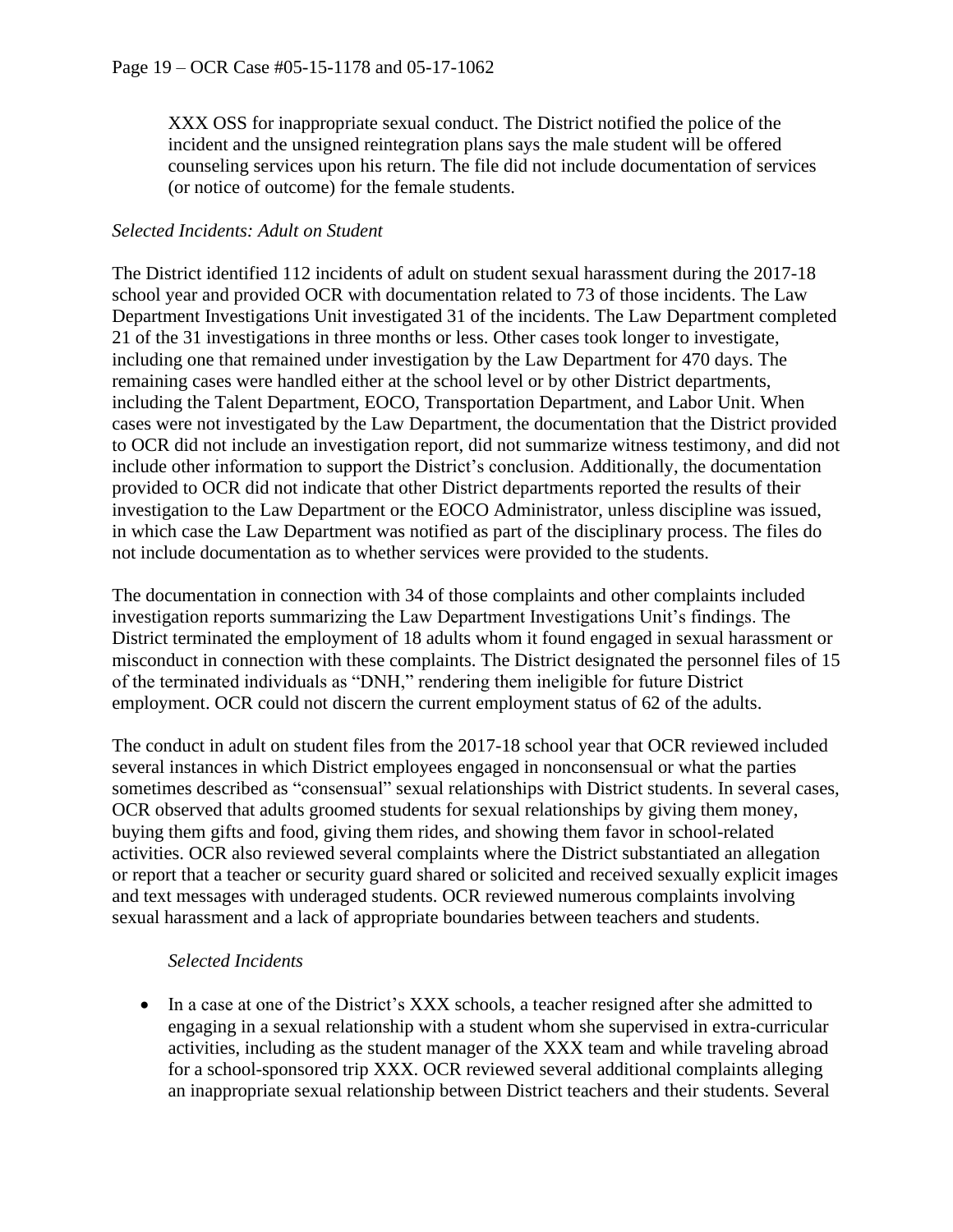XXX OSS for inappropriate sexual conduct. The District notified the police of the incident and the unsigned reintegration plans says the male student will be offered counseling services upon his return. The file did not include documentation of services (or notice of outcome) for the female students.

*Selected Incidents: Adult on Student*

The District identified 112 incidents of adult on student sexual harassment during the 2017-18 school year and provided OCR with documentation related to 73 of those incidents. The Law Department Investigations Unit investigated 31 of the incidents. The Law Department completed 21 of the 31 investigations in three months or less. Other cases took longer to investigate, including one that remained under investigation by the Law Department for 470 days. The remaining cases were handled either at the school level or by other District departments, including the Talent Department, EOCO, Transportation Department, and Labor Unit. When cases were not investigated by the Law Department, the documentation that the District provided to OCR did not include an investigation report, did not summarize witness testimony, and did not include other information to support the District's conclusion. Additionally, the documentation provided to OCR did not indicate that other District departments reported the results of their investigation to the Law Department or the EOCO Administrator, unless discipline was issued, in which case the Law Department was notified as part of the disciplinary process. The files do not include documentation as to whether services were provided to the students.

The documentation in connection with 34 of those complaints and other complaints included investigation reports summarizing the Law Department Investigations Unit's findings. The District terminated the employment of 18 adults whom it found engaged in sexual harassment or misconduct in connection with these complaints. The District designated the personnel files of 15 of the terminated individuals as "DNH," rendering them ineligible for future District employment. OCR could not discern the current employment status of 62 of the adults.

The conduct in adult on student files from the 2017-18 school year that OCR reviewed included several instances in which District employees engaged in nonconsensual or what the parties sometimes described as "consensual" sexual relationships with District students. In several cases, OCR observed that adults groomed students for sexual relationships by giving them money, buying them gifts and food, giving them rides, and showing them favor in school-related activities. OCR also reviewed several complaints where the District substantiated an allegation or report that a teacher or security guard shared or solicited and received sexually explicit images and text messages with underaged students. OCR reviewed numerous complaints involving sexual harassment and a lack of appropriate boundaries between teachers and students.

*Selected Incidents*

- In a case at one of the District's XXX schools, a teacher resigned after she admitted to engaging in a sexual relationship with a student whom she supervised in extra-curricular activities, including as the student manager of the XXX team and while traveling abroad for a school-sponsored trip XXX. OCR reviewed several additional complaints alleging an inappropriate sexual relationship between District teachers and their students. Several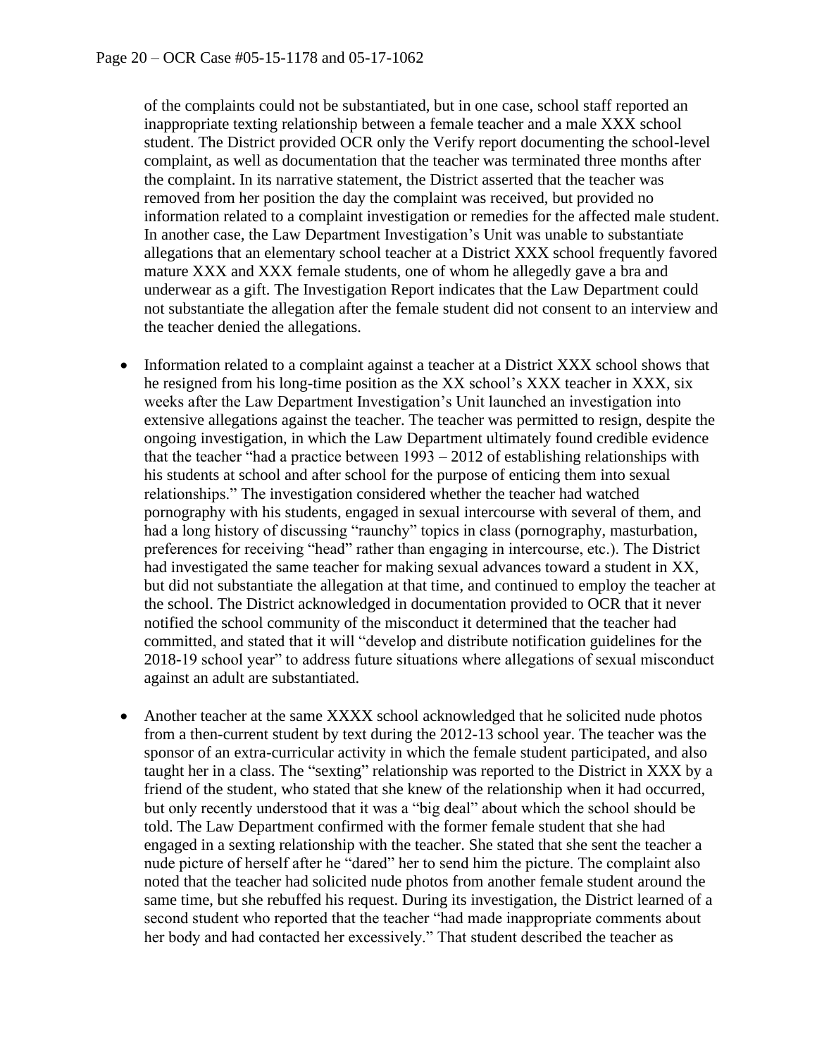of the complaints could not be substantiated, but in one case, school staff reported an inappropriate texting relationship between a female teacher and a male XXX school student. The District provided OCR only the Verify report documenting the school-level complaint, as well as documentation that the teacher was terminated three months after the complaint. In its narrative statement, the District asserted that the teacher was removed from her position the day the complaint was received, but provided no information related to a complaint investigation or remedies for the affected male student. In another case, the Law Department Investigation's Unit was unable to substantiate allegations that an elementary school teacher at a District XXX school frequently favored mature XXX and XXX female students, one of whom he allegedly gave a bra and underwear as a gift. The Investigation Report indicates that the Law Department could not substantiate the allegation after the female student did not consent to an interview and the teacher denied the allegations.

- Information related to a complaint against a teacher at a District XXX school shows that he resigned from his long-time position as the XX school's XXX teacher in XXX, six weeks after the Law Department Investigation's Unit launched an investigation into extensive allegations against the teacher. The teacher was permitted to resign, despite the ongoing investigation, in which the Law Department ultimately found credible evidence that the teacher "had a practice between 1993 – 2012 of establishing relationships with his students at school and after school for the purpose of enticing them into sexual relationships." The investigation considered whether the teacher had watched pornography with his students, engaged in sexual intercourse with several of them, and had a long history of discussing "raunchy" topics in class (pornography, masturbation, preferences for receiving "head" rather than engaging in intercourse, etc.). The District had investigated the same teacher for making sexual advances toward a student in XX, but did not substantiate the allegation at that time, and continued to employ the teacher at the school. The District acknowledged in documentation provided to OCR that it never notified the school community of the misconduct it determined that the teacher had committed, and stated that it will "develop and distribute notification guidelines for the 2018-19 school year" to address future situations where allegations of sexual misconduct against an adult are substantiated.

- Another teacher at the same XXXX school acknowledged that he solicited nude photos from a then-current student by text during the 2012-13 school year. The teacher was the sponsor of an extra-curricular activity in which the female student participated, and also taught her in a class. The "sexting" relationship was reported to the District in XXX by a friend of the student, who stated that she knew of the relationship when it had occurred, but only recently understood that it was a "big deal" about which the school should be told. The Law Department confirmed with the former female student that she had engaged in a sexting relationship with the teacher. She stated that she sent the teacher a nude picture of herself after he "dared" her to send him the picture. The complaint also noted that the teacher had solicited nude photos from another female student around the same time, but she rebuffed his request. During its investigation, the District learned of a second student who reported that the teacher "had made inappropriate comments about her body and had contacted her excessively." That student described the teacher as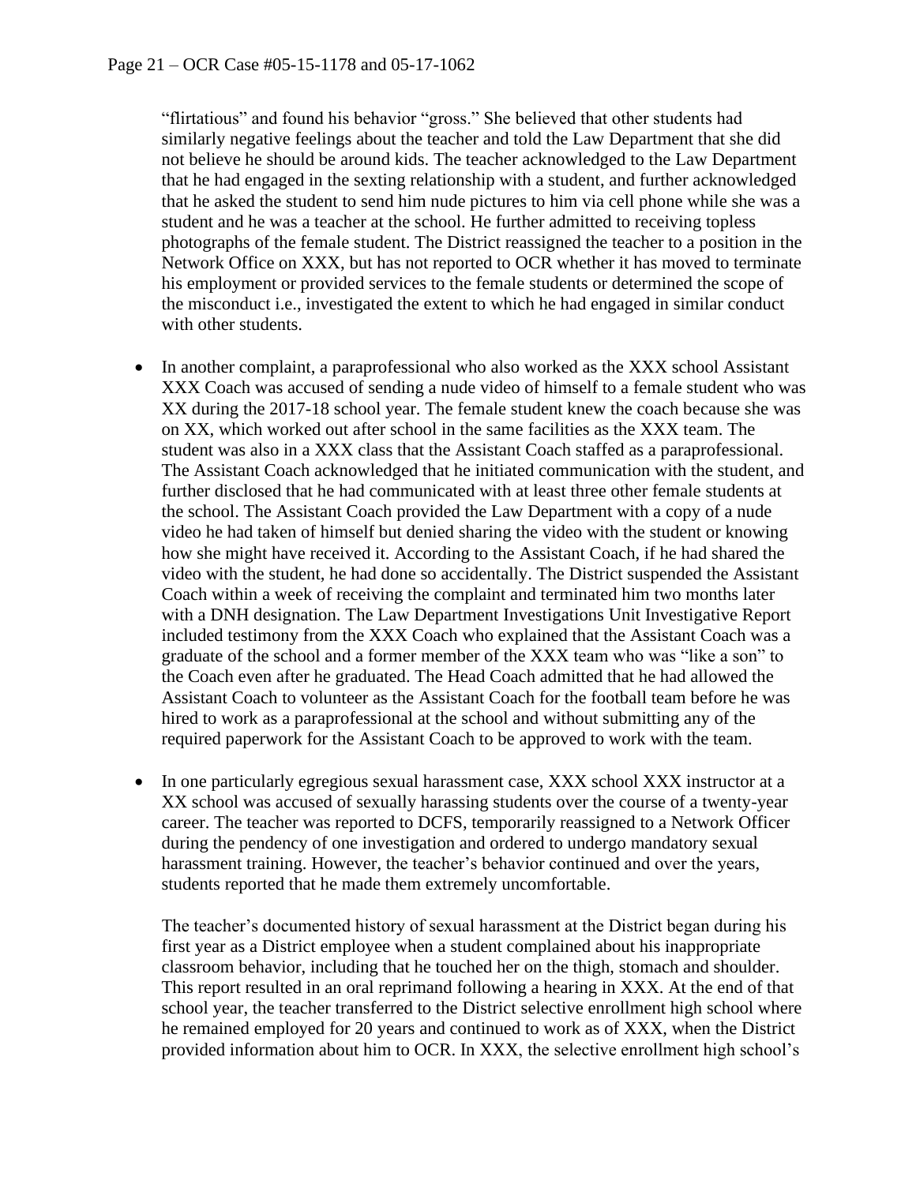"flirtatious" and found his behavior "gross." She believed that other students had similarly negative feelings about the teacher and told the Law Department that she did not believe he should be around kids. The teacher acknowledged to the Law Department that he had engaged in the sexting relationship with a student, and further acknowledged that he asked the student to send him nude pictures to him via cell phone while she was a student and he was a teacher at the school. He further admitted to receiving topless photographs of the female student. The District reassigned the teacher to a position in the Network Office on XXX, but has not reported to OCR whether it has moved to terminate his employment or provided services to the female students or determined the scope of the misconduct i.e., investigated the extent to which he had engaged in similar conduct with other students.

- In another complaint, a paraprofessional who also worked as the XXX school Assistant XXX Coach was accused of sending a nude video of himself to a female student who was XX during the 2017-18 school year. The female student knew the coach because she was on XX, which worked out after school in the same facilities as the XXX team. The student was also in a XXX class that the Assistant Coach staffed as a paraprofessional. The Assistant Coach acknowledged that he initiated communication with the student, and further disclosed that he had communicated with at least three other female students at the school. The Assistant Coach provided the Law Department with a copy of a nude video he had taken of himself but denied sharing the video with the student or knowing how she might have received it. According to the Assistant Coach, if he had shared the video with the student, he had done so accidentally. The District suspended the Assistant Coach within a week of receiving the complaint and terminated him two months later with a DNH designation. The Law Department Investigations Unit Investigative Report included testimony from the XXX Coach who explained that the Assistant Coach was a graduate of the school and a former member of the XXX team who was "like a son" to the Coach even after he graduated. The Head Coach admitted that he had allowed the Assistant Coach to volunteer as the Assistant Coach for the football team before he was hired to work as a paraprofessional at the school and without submitting any of the required paperwork for the Assistant Coach to be approved to work with the team.

- In one particularly egregious sexual harassment case, XXX school XXX instructor at a XX school was accused of sexually harassing students over the course of a twenty-year career. The teacher was reported to DCFS, temporarily reassigned to a Network Officer during the pendency of one investigation and ordered to undergo mandatory sexual harassment training. However, the teacher's behavior continued and over the years, students reported that he made them extremely uncomfortable.

  The teacher's documented history of sexual harassment at the District began during his first year as a District employee when a student complained about his inappropriate classroom behavior, including that he touched her on the thigh, stomach and shoulder. This report resulted in an oral reprimand following a hearing in XXX. At the end of that school year, the teacher transferred to the District selective enrollment high school where he remained employed for 20 years and continued to work as of XXX, when the District provided information about him to OCR. In XXX, the selective enrollment high school's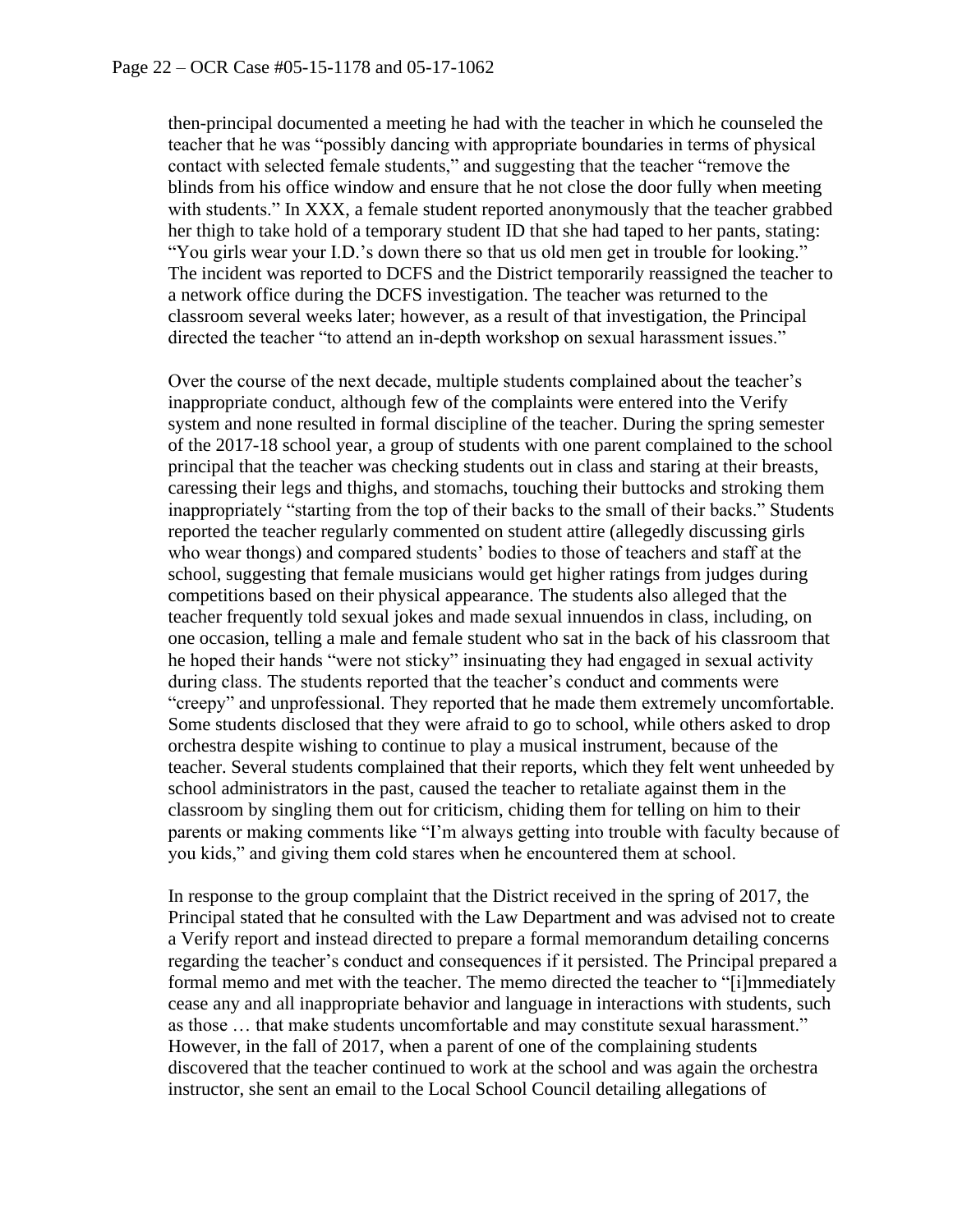then-principal documented a meeting he had with the teacher in which he counseled the teacher that he was "possibly dancing with appropriate boundaries in terms of physical contact with selected female students," and suggesting that the teacher "remove the blinds from his office window and ensure that he not close the door fully when meeting with students." In XXX, a female student reported anonymously that the teacher grabbed her thigh to take hold of a temporary student ID that she had taped to her pants, stating: "You girls wear your I.D.'s down there so that us old men get in trouble for looking." The incident was reported to DCFS and the District temporarily reassigned the teacher to a network office during the DCFS investigation. The teacher was returned to the classroom several weeks later; however, as a result of that investigation, the Principal directed the teacher "to attend an in-depth workshop on sexual harassment issues."

Over the course of the next decade, multiple students complained about the teacher's inappropriate conduct, although few of the complaints were entered into the Verify system and none resulted in formal discipline of the teacher. During the spring semester of the 2017-18 school year, a group of students with one parent complained to the school principal that the teacher was checking students out in class and staring at their breasts, caressing their legs and thighs, and stomachs, touching their buttocks and stroking them inappropriately "starting from the top of their backs to the small of their backs." Students reported the teacher regularly commented on student attire (allegedly discussing girls who wear thongs) and compared students' bodies to those of teachers and staff at the school, suggesting that female musicians would get higher ratings from judges during competitions based on their physical appearance. The students also alleged that the teacher frequently told sexual jokes and made sexual innuendos in class, including, on one occasion, telling a male and female student who sat in the back of his classroom that he hoped their hands "were not sticky" insinuating they had engaged in sexual activity during class. The students reported that the teacher's conduct and comments were "creepy" and unprofessional. They reported that he made them extremely uncomfortable. Some students disclosed that they were afraid to go to school, while others asked to drop orchestra despite wishing to continue to play a musical instrument, because of the teacher. Several students complained that their reports, which they felt went unheeded by school administrators in the past, caused the teacher to retaliate against them in the classroom by singling them out for criticism, chiding them for telling on him to their parents or making comments like "I'm always getting into trouble with faculty because of you kids," and giving them cold stares when he encountered them at school.

In response to the group complaint that the District received in the spring of 2017, the Principal stated that he consulted with the Law Department and was advised not to create a Verify report and instead directed to prepare a formal memorandum detailing concerns regarding the teacher's conduct and consequences if it persisted. The Principal prepared a formal memo and met with the teacher. The memo directed the teacher to "[i]mmediately cease any and all inappropriate behavior and language in interactions with students, such as those … that make students uncomfortable and may constitute sexual harassment." However, in the fall of 2017, when a parent of one of the complaining students discovered that the teacher continued to work at the school and was again the orchestra instructor, she sent an email to the Local School Council detailing allegations of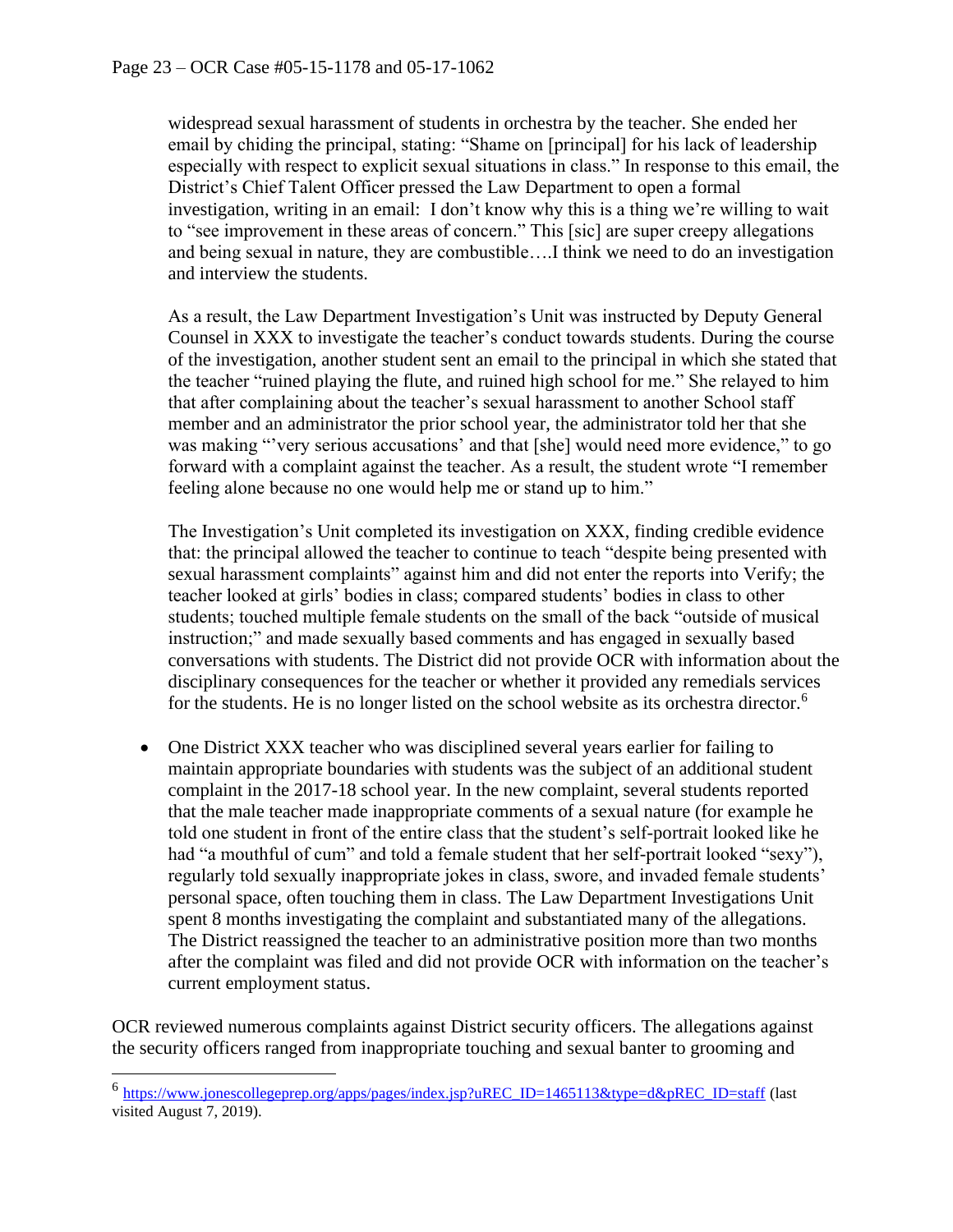widespread sexual harassment of students in orchestra by the teacher. She ended her email by chiding the principal, stating: "Shame on [principal] for his lack of leadership especially with respect to explicit sexual situations in class." In response to this email, the District's Chief Talent Officer pressed the Law Department to open a formal investigation, writing in an email: I don't know why this is a thing we're willing to wait to "see improvement in these areas of concern." This [sic] are super creepy allegations and being sexual in nature, they are combustible….I think we need to do an investigation and interview the students.

As a result, the Law Department Investigation's Unit was instructed by Deputy General Counsel in XXX to investigate the teacher's conduct towards students. During the course of the investigation, another student sent an email to the principal in which she stated that the teacher "ruined playing the flute, and ruined high school for me." She relayed to him that after complaining about the teacher's sexual harassment to another School staff member and an administrator the prior school year, the administrator told her that she was making "'very serious accusations' and that [she] would need more evidence," to go forward with a complaint against the teacher. As a result, the student wrote "I remember feeling alone because no one would help me or stand up to him."

The Investigation's Unit completed its investigation on XXX, finding credible evidence that: the principal allowed the teacher to continue to teach "despite being presented with sexual harassment complaints" against him and did not enter the reports into Verify; the teacher looked at girls' bodies in class; compared students' bodies in class to other students; touched multiple female students on the small of the back "outside of musical instruction;" and made sexually based comments and has engaged in sexually based conversations with students. The District did not provide OCR with information about the disciplinary consequences for the teacher or whether it provided any remedials services for the students. He is no longer listed on the school website as its orchestra director.[6]

- One District XXX teacher who was disciplined several years earlier for failing to maintain appropriate boundaries with students was the subject of an additional student complaint in the 2017-18 school year. In the new complaint, several students reported that the male teacher made inappropriate comments of a sexual nature (for example he told one student in front of the entire class that the student's self-portrait looked like he had "a mouthful of cum" and told a female student that her self-portrait looked "sexy"), regularly told sexually inappropriate jokes in class, swore, and invaded female students' personal space, often touching them in class. The Law Department Investigations Unit spent 8 months investigating the complaint and substantiated many of the allegations. The District reassigned the teacher to an administrative position more than two months after the complaint was filed and did not provide OCR with information on the teacher's current employment status.

OCR reviewed numerous complaints against District security officers. The allegations against the security officers ranged from inappropriate touching and sexual banter to grooming and

---

[6] https://www.jonescollegeprep.org/apps/pages/index.jsp?uREC_ID=1465113&type=d&pREC_ID=staff (last visited August 7, 2019).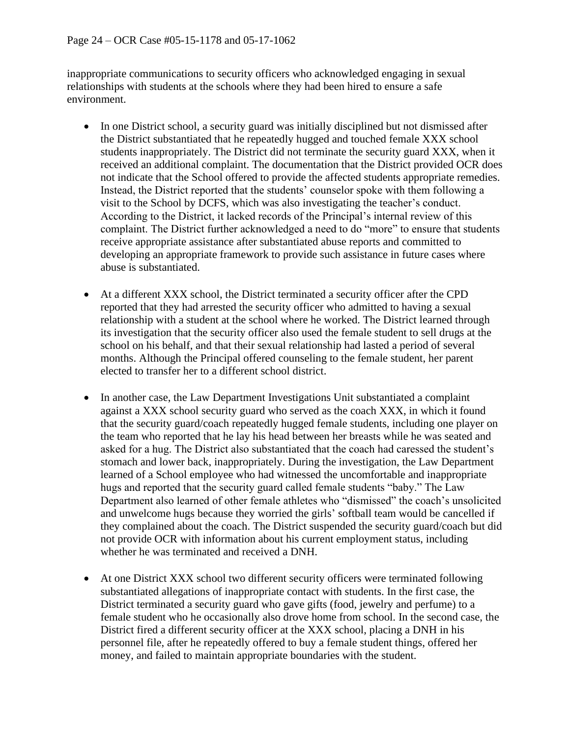inappropriate communications to security officers who acknowledged engaging in sexual relationships with students at the schools where they had been hired to ensure a safe environment.

- In one District school, a security guard was initially disciplined but not dismissed after the District substantiated that he repeatedly hugged and touched female XXX school students inappropriately. The District did not terminate the security guard XXX, when it received an additional complaint. The documentation that the District provided OCR does not indicate that the School offered to provide the affected students appropriate remedies. Instead, the District reported that the students' counselor spoke with them following a visit to the School by DCFS, which was also investigating the teacher's conduct. According to the District, it lacked records of the Principal's internal review of this complaint. The District further acknowledged a need to do "more" to ensure that students receive appropriate assistance after substantiated abuse reports and committed to developing an appropriate framework to provide such assistance in future cases where abuse is substantiated.

- At a different XXX school, the District terminated a security officer after the CPD reported that they had arrested the security officer who admitted to having a sexual relationship with a student at the school where he worked. The District learned through its investigation that the security officer also used the female student to sell drugs at the school on his behalf, and that their sexual relationship had lasted a period of several months. Although the Principal offered counseling to the female student, her parent elected to transfer her to a different school district.

- In another case, the Law Department Investigations Unit substantiated a complaint against a XXX school security guard who served as the coach XXX, in which it found that the security guard/coach repeatedly hugged female students, including one player on the team who reported that he lay his head between her breasts while he was seated and asked for a hug. The District also substantiated that the coach had caressed the student's stomach and lower back, inappropriately. During the investigation, the Law Department learned of a School employee who had witnessed the uncomfortable and inappropriate hugs and reported that the security guard called female students "baby." The Law Department also learned of other female athletes who "dismissed" the coach's unsolicited and unwelcome hugs because they worried the girls' softball team would be cancelled if they complained about the coach. The District suspended the security guard/coach but did not provide OCR with information about his current employment status, including whether he was terminated and received a DNH.

- At one District XXX school two different security officers were terminated following substantiated allegations of inappropriate contact with students. In the first case, the District terminated a security guard who gave gifts (food, jewelry and perfume) to a female student who he occasionally also drove home from school. In the second case, the District fired a different security officer at the XXX school, placing a DNH in his personnel file, after he repeatedly offered to buy a female student things, offered her money, and failed to maintain appropriate boundaries with the student.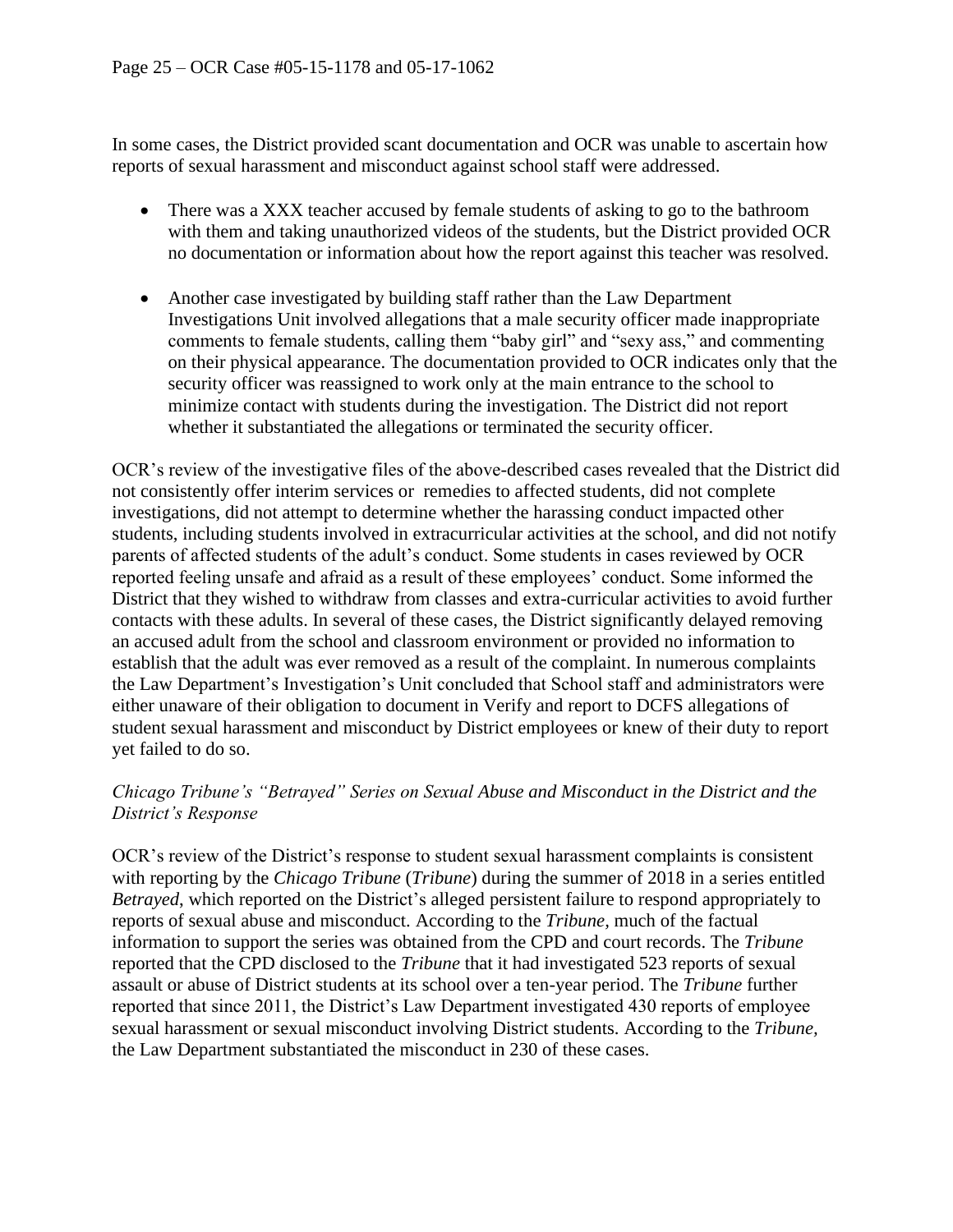In some cases, the District provided scant documentation and OCR was unable to ascertain how reports of sexual harassment and misconduct against school staff were addressed.

- There was a XXX teacher accused by female students of asking to go to the bathroom with them and taking unauthorized videos of the students, but the District provided OCR no documentation or information about how the report against this teacher was resolved.
- Another case investigated by building staff rather than the Law Department Investigations Unit involved allegations that a male security officer made inappropriate comments to female students, calling them "baby girl" and "sexy ass," and commenting on their physical appearance. The documentation provided to OCR indicates only that the security officer was reassigned to work only at the main entrance to the school to minimize contact with students during the investigation. The District did not report whether it substantiated the allegations or terminated the security officer.

OCR's review of the investigative files of the above-described cases revealed that the District did not consistently offer interim services or remedies to affected students, did not complete investigations, did not attempt to determine whether the harassing conduct impacted other students, including students involved in extracurricular activities at the school, and did not notify parents of affected students of the adult's conduct. Some students in cases reviewed by OCR reported feeling unsafe and afraid as a result of these employees' conduct. Some informed the District that they wished to withdraw from classes and extra-curricular activities to avoid further contacts with these adults. In several of these cases, the District significantly delayed removing an accused adult from the school and classroom environment or provided no information to establish that the adult was ever removed as a result of the complaint. In numerous complaints the Law Department's Investigation's Unit concluded that School staff and administrators were either unaware of their obligation to document in Verify and report to DCFS allegations of student sexual harassment and misconduct by District employees or knew of their duty to report yet failed to do so.

*Chicago Tribune's "Betrayed" Series on Sexual Abuse and Misconduct in the District and the District's Response*

OCR's review of the District's response to student sexual harassment complaints is consistent with reporting by the *Chicago Tribune* (*Tribune*) during the summer of 2018 in a series entitled *Betrayed*, which reported on the District's alleged persistent failure to respond appropriately to reports of sexual abuse and misconduct. According to the *Tribune,* much of the factual information to support the series was obtained from the CPD and court records. The *Tribune* reported that the CPD disclosed to the *Tribune* that it had investigated 523 reports of sexual assault or abuse of District students at its school over a ten-year period. The *Tribune* further reported that since 2011, the District's Law Department investigated 430 reports of employee sexual harassment or sexual misconduct involving District students. According to the *Tribune,* the Law Department substantiated the misconduct in 230 of these cases.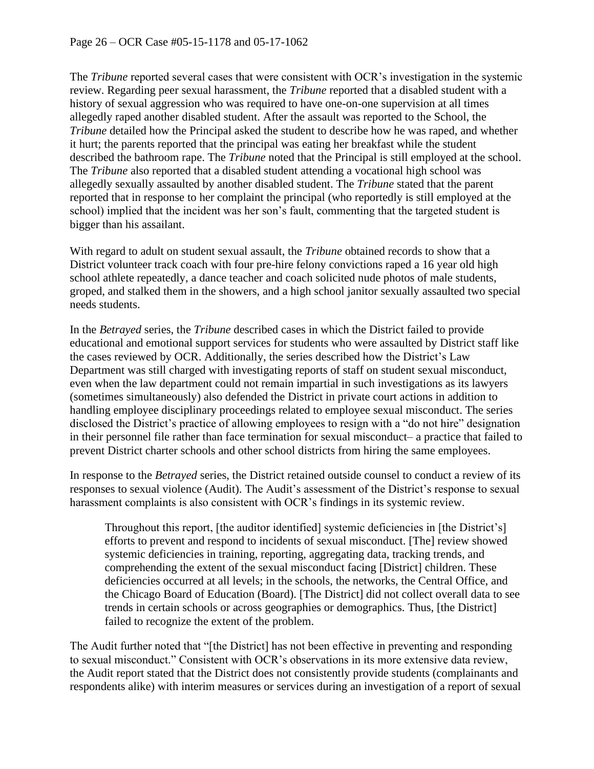The *Tribune* reported several cases that were consistent with OCR's investigation in the systemic review. Regarding peer sexual harassment, the *Tribune* reported that a disabled student with a history of sexual aggression who was required to have one-on-one supervision at all times allegedly raped another disabled student. After the assault was reported to the School, the *Tribune* detailed how the Principal asked the student to describe how he was raped, and whether it hurt; the parents reported that the principal was eating her breakfast while the student described the bathroom rape. The *Tribune* noted that the Principal is still employed at the school. The *Tribune* also reported that a disabled student attending a vocational high school was allegedly sexually assaulted by another disabled student. The *Tribune* stated that the parent reported that in response to her complaint the principal (who reportedly is still employed at the school) implied that the incident was her son's fault, commenting that the targeted student is bigger than his assailant.

With regard to adult on student sexual assault, the *Tribune* obtained records to show that a District volunteer track coach with four pre-hire felony convictions raped a 16 year old high school athlete repeatedly, a dance teacher and coach solicited nude photos of male students, groped, and stalked them in the showers, and a high school janitor sexually assaulted two special needs students.

In the *Betrayed* series, the *Tribune* described cases in which the District failed to provide educational and emotional support services for students who were assaulted by District staff like the cases reviewed by OCR. Additionally, the series described how the District's Law Department was still charged with investigating reports of staff on student sexual misconduct, even when the law department could not remain impartial in such investigations as its lawyers (sometimes simultaneously) also defended the District in private court actions in addition to handling employee disciplinary proceedings related to employee sexual misconduct. The series disclosed the District's practice of allowing employees to resign with a "do not hire" designation in their personnel file rather than face termination for sexual misconduct– a practice that failed to prevent District charter schools and other school districts from hiring the same employees.

In response to the *Betrayed* series, the District retained outside counsel to conduct a review of its responses to sexual violence (Audit). The Audit's assessment of the District's response to sexual harassment complaints is also consistent with OCR's findings in its systemic review.

> Throughout this report, [the auditor identified] systemic deficiencies in [the District's] efforts to prevent and respond to incidents of sexual misconduct. [The] review showed systemic deficiencies in training, reporting, aggregating data, tracking trends, and comprehending the extent of the sexual misconduct facing [District] children. These deficiencies occurred at all levels; in the schools, the networks, the Central Office, and the Chicago Board of Education (Board). [The District] did not collect overall data to see trends in certain schools or across geographies or demographics. Thus, [the District] failed to recognize the extent of the problem.

The Audit further noted that "[the District] has not been effective in preventing and responding to sexual misconduct." Consistent with OCR's observations in its more extensive data review, the Audit report stated that the District does not consistently provide students (complainants and respondents alike) with interim measures or services during an investigation of a report of sexual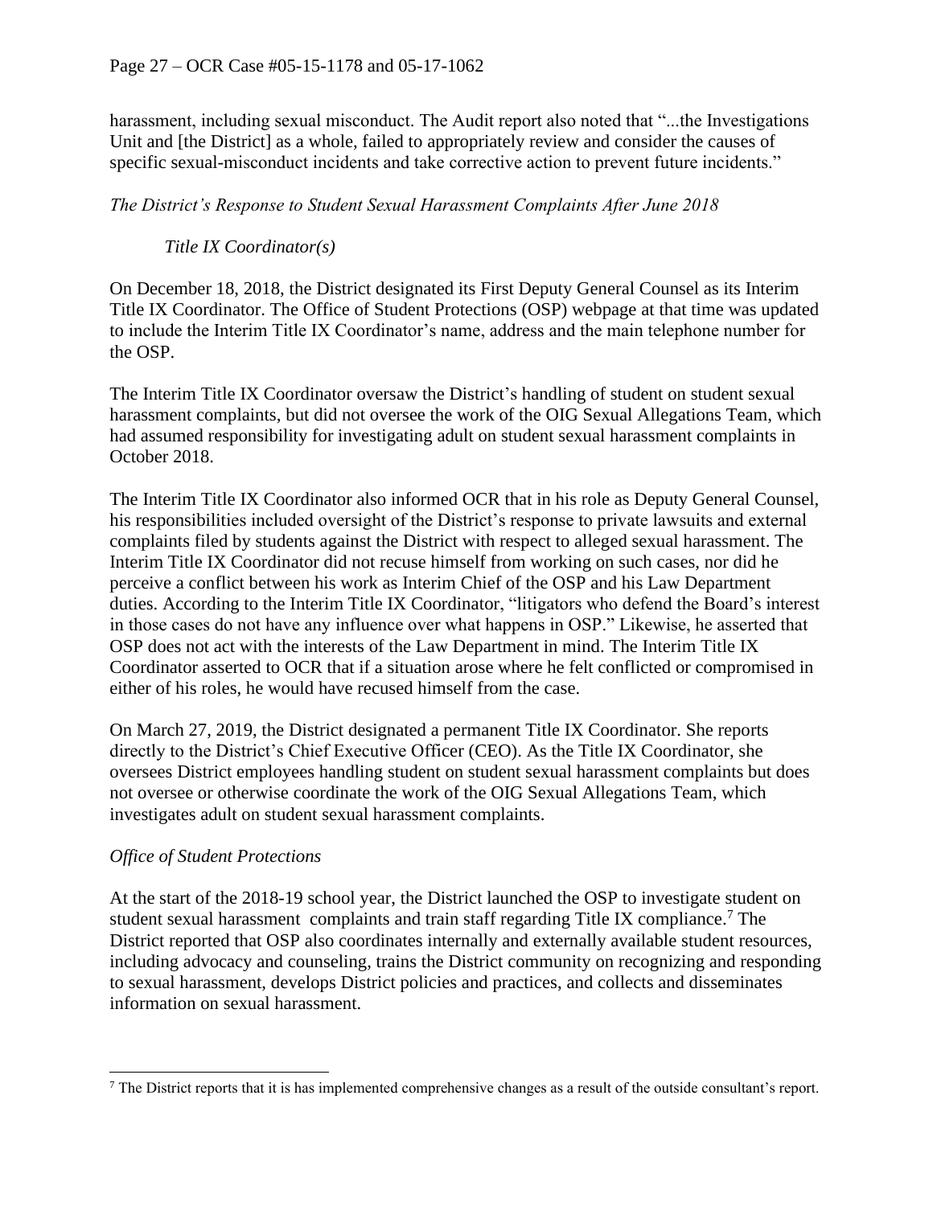harassment, including sexual misconduct. The Audit report also noted that "...the Investigations Unit and [the District] as a whole, failed to appropriately review and consider the causes of specific sexual-misconduct incidents and take corrective action to prevent future incidents."

*The District's Response to Student Sexual Harassment Complaints After June 2018*

*Title IX Coordinator(s)*

On December 18, 2018, the District designated its First Deputy General Counsel as its Interim Title IX Coordinator. The Office of Student Protections (OSP) webpage at that time was updated to include the Interim Title IX Coordinator's name, address and the main telephone number for the OSP.

The Interim Title IX Coordinator oversaw the District's handling of student on student sexual harassment complaints, but did not oversee the work of the OIG Sexual Allegations Team, which had assumed responsibility for investigating adult on student sexual harassment complaints in October 2018.

The Interim Title IX Coordinator also informed OCR that in his role as Deputy General Counsel, his responsibilities included oversight of the District's response to private lawsuits and external complaints filed by students against the District with respect to alleged sexual harassment. The Interim Title IX Coordinator did not recuse himself from working on such cases, nor did he perceive a conflict between his work as Interim Chief of the OSP and his Law Department duties. According to the Interim Title IX Coordinator, "litigators who defend the Board's interest in those cases do not have any influence over what happens in OSP." Likewise, he asserted that OSP does not act with the interests of the Law Department in mind. The Interim Title IX Coordinator asserted to OCR that if a situation arose where he felt conflicted or compromised in either of his roles, he would have recused himself from the case.

On March 27, 2019, the District designated a permanent Title IX Coordinator. She reports directly to the District's Chief Executive Officer (CEO). As the Title IX Coordinator, she oversees District employees handling student on student sexual harassment complaints but does not oversee or otherwise coordinate the work of the OIG Sexual Allegations Team, which investigates adult on student sexual harassment complaints.

*Office of Student Protections*

At the start of the 2018-19 school year, the District launched the OSP to investigate student on student sexual harassment complaints and train staff regarding Title IX compliance.[7] The District reported that OSP also coordinates internally and externally available student resources, including advocacy and counseling, trains the District community on recognizing and responding to sexual harassment, develops District policies and practices, and collects and disseminates information on sexual harassment.

[7] The District reports that it is has implemented comprehensive changes as a result of the outside consultant's report.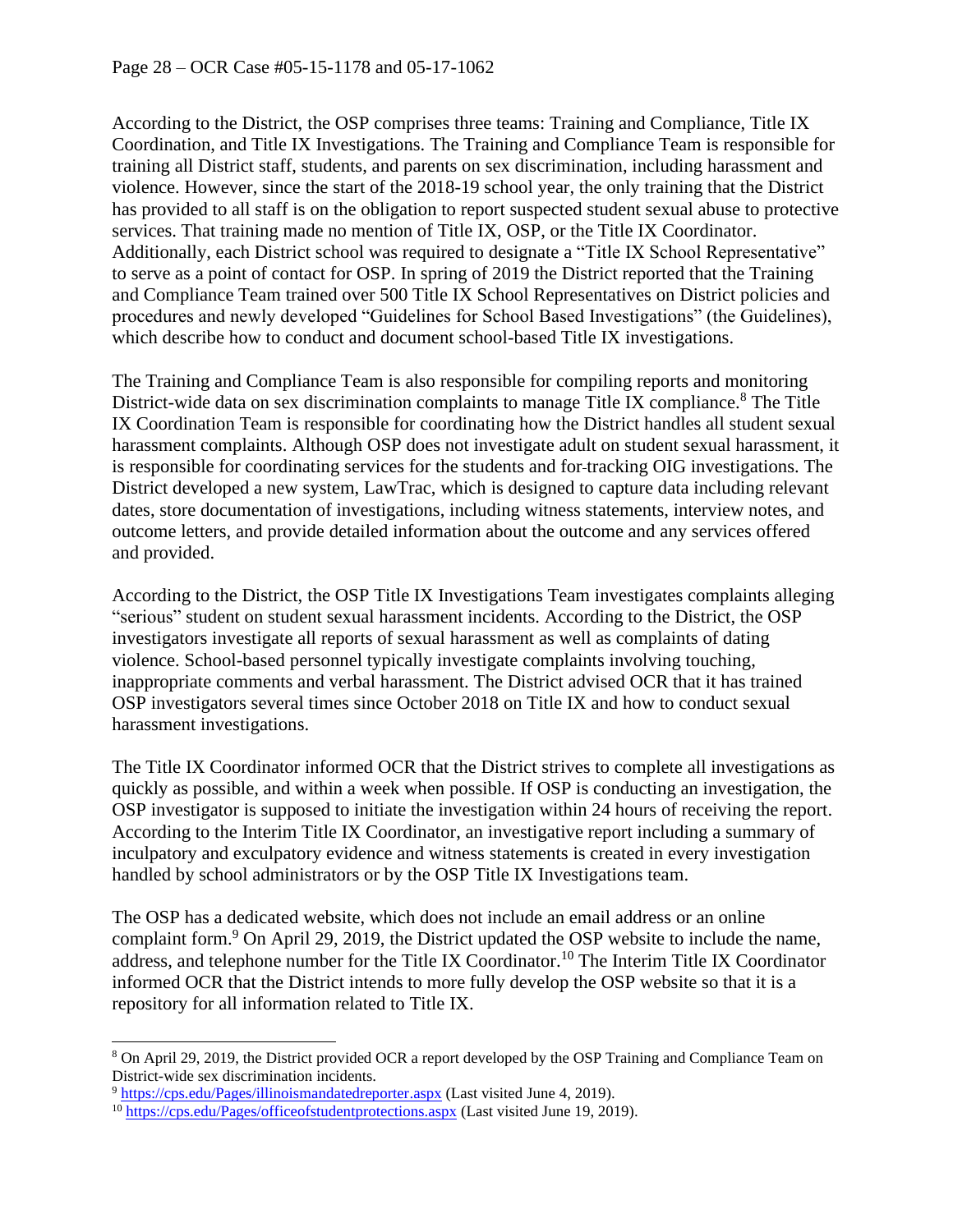According to the District, the OSP comprises three teams: Training and Compliance, Title IX Coordination, and Title IX Investigations. The Training and Compliance Team is responsible for training all District staff, students, and parents on sex discrimination, including harassment and violence. However, since the start of the 2018-19 school year, the only training that the District has provided to all staff is on the obligation to report suspected student sexual abuse to protective services. That training made no mention of Title IX, OSP, or the Title IX Coordinator. Additionally, each District school was required to designate a "Title IX School Representative" to serve as a point of contact for OSP. In spring of 2019 the District reported that the Training and Compliance Team trained over 500 Title IX School Representatives on District policies and procedures and newly developed "Guidelines for School Based Investigations" (the Guidelines), which describe how to conduct and document school-based Title IX investigations.

The Training and Compliance Team is also responsible for compiling reports and monitoring District-wide data on sex discrimination complaints to manage Title IX compliance.[8] The Title IX Coordination Team is responsible for coordinating how the District handles all student sexual harassment complaints. Although OSP does not investigate adult on student sexual harassment, it is responsible for coordinating services for the students and for tracking OIG investigations. The District developed a new system, LawTrac, which is designed to capture data including relevant dates, store documentation of investigations, including witness statements, interview notes, and outcome letters, and provide detailed information about the outcome and any services offered and provided.

According to the District, the OSP Title IX Investigations Team investigates complaints alleging "serious" student on student sexual harassment incidents. According to the District, the OSP investigators investigate all reports of sexual harassment as well as complaints of dating violence. School-based personnel typically investigate complaints involving touching, inappropriate comments and verbal harassment. The District advised OCR that it has trained OSP investigators several times since October 2018 on Title IX and how to conduct sexual harassment investigations.

The Title IX Coordinator informed OCR that the District strives to complete all investigations as quickly as possible, and within a week when possible. If OSP is conducting an investigation, the OSP investigator is supposed to initiate the investigation within 24 hours of receiving the report. According to the Interim Title IX Coordinator, an investigative report including a summary of inculpatory and exculpatory evidence and witness statements is created in every investigation handled by school administrators or by the OSP Title IX Investigations team.

The OSP has a dedicated website, which does not include an email address or an online complaint form.[9] On April 29, 2019, the District updated the OSP website to include the name, address, and telephone number for the Title IX Coordinator.[10] The Interim Title IX Coordinator informed OCR that the District intends to more fully develop the OSP website so that it is a repository for all information related to Title IX.

---

[8] On April 29, 2019, the District provided OCR a report developed by the OSP Training and Compliance Team on District-wide sex discrimination incidents.

[9] https://cps.edu/Pages/illinoismandatedreporter.aspx (Last visited June 4, 2019).

[10] https://cps.edu/Pages/officeofstudentprotections.aspx (Last visited June 19, 2019).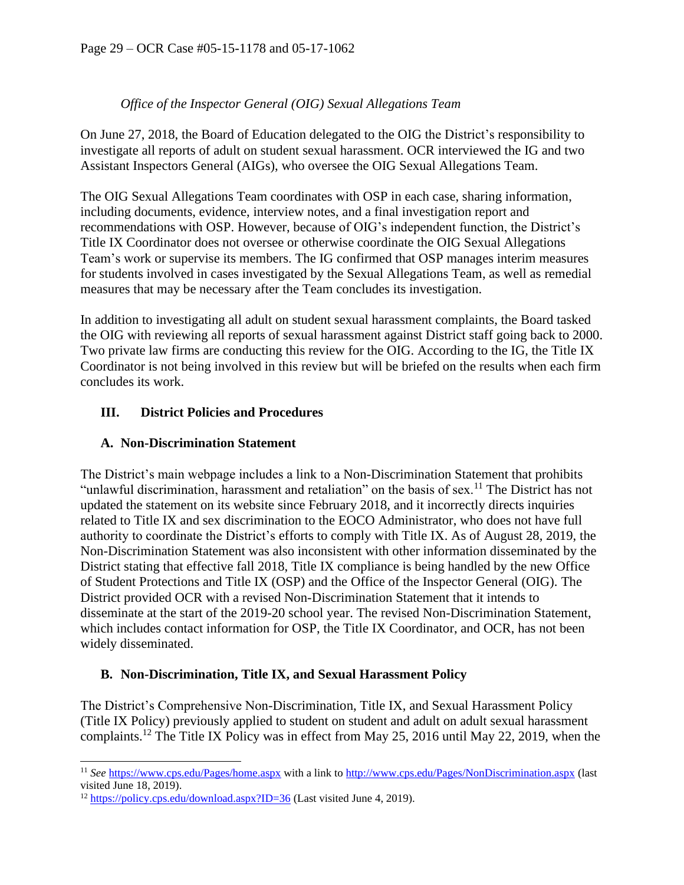*Office of the Inspector General (OIG) Sexual Allegations Team*

On June 27, 2018, the Board of Education delegated to the OIG the District's responsibility to investigate all reports of adult on student sexual harassment. OCR interviewed the IG and two Assistant Inspectors General (AIGs), who oversee the OIG Sexual Allegations Team.

The OIG Sexual Allegations Team coordinates with OSP in each case, sharing information, including documents, evidence, interview notes, and a final investigation report and recommendations with OSP. However, because of OIG's independent function, the District's Title IX Coordinator does not oversee or otherwise coordinate the OIG Sexual Allegations Team's work or supervise its members. The IG confirmed that OSP manages interim measures for students involved in cases investigated by the Sexual Allegations Team, as well as remedial measures that may be necessary after the Team concludes its investigation.

In addition to investigating all adult on student sexual harassment complaints, the Board tasked the OIG with reviewing all reports of sexual harassment against District staff going back to 2000. Two private law firms are conducting this review for the OIG. According to the IG, the Title IX Coordinator is not being involved in this review but will be briefed on the results when each firm concludes its work.

## III. District Policies and Procedures

### A. Non-Discrimination Statement

The District's main webpage includes a link to a Non-Discrimination Statement that prohibits "unlawful discrimination, harassment and retaliation" on the basis of sex.[11] The District has not updated the statement on its website since February 2018, and it incorrectly directs inquiries related to Title IX and sex discrimination to the EOCO Administrator, who does not have full authority to coordinate the District's efforts to comply with Title IX. As of August 28, 2019, the Non-Discrimination Statement was also inconsistent with other information disseminated by the District stating that effective fall 2018, Title IX compliance is being handled by the new Office of Student Protections and Title IX (OSP) and the Office of the Inspector General (OIG). The District provided OCR with a revised Non-Discrimination Statement that it intends to disseminate at the start of the 2019-20 school year. The revised Non-Discrimination Statement, which includes contact information for OSP, the Title IX Coordinator, and OCR, has not been widely disseminated.

### B. Non-Discrimination, Title IX, and Sexual Harassment Policy

The District's Comprehensive Non-Discrimination, Title IX, and Sexual Harassment Policy (Title IX Policy) previously applied to student on student and adult on adult sexual harassment complaints.[12] The Title IX Policy was in effect from May 25, 2016 until May 22, 2019, when the

---

[11] *See* https://www.cps.edu/Pages/home.aspx with a link to http://www.cps.edu/Pages/NonDiscrimination.aspx (last visited June 18, 2019).

[12] https://policy.cps.edu/download.aspx?ID=36 (Last visited June 4, 2019).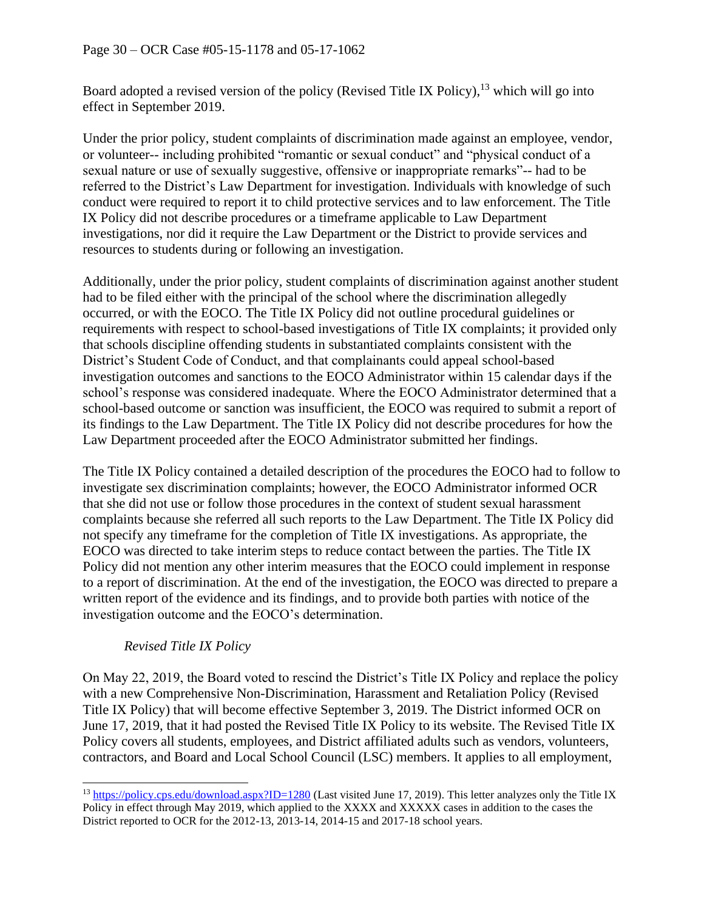Board adopted a revised version of the policy (Revised Title IX Policy),[13] which will go into effect in September 2019.

Under the prior policy, student complaints of discrimination made against an employee, vendor, or volunteer-- including prohibited "romantic or sexual conduct" and "physical conduct of a sexual nature or use of sexually suggestive, offensive or inappropriate remarks"-- had to be referred to the District's Law Department for investigation. Individuals with knowledge of such conduct were required to report it to child protective services and to law enforcement. The Title IX Policy did not describe procedures or a timeframe applicable to Law Department investigations, nor did it require the Law Department or the District to provide services and resources to students during or following an investigation.

Additionally, under the prior policy, student complaints of discrimination against another student had to be filed either with the principal of the school where the discrimination allegedly occurred, or with the EOCO. The Title IX Policy did not outline procedural guidelines or requirements with respect to school-based investigations of Title IX complaints; it provided only that schools discipline offending students in substantiated complaints consistent with the District's Student Code of Conduct, and that complainants could appeal school-based investigation outcomes and sanctions to the EOCO Administrator within 15 calendar days if the school's response was considered inadequate. Where the EOCO Administrator determined that a school-based outcome or sanction was insufficient, the EOCO was required to submit a report of its findings to the Law Department. The Title IX Policy did not describe procedures for how the Law Department proceeded after the EOCO Administrator submitted her findings.

The Title IX Policy contained a detailed description of the procedures the EOCO had to follow to investigate sex discrimination complaints; however, the EOCO Administrator informed OCR that she did not use or follow those procedures in the context of student sexual harassment complaints because she referred all such reports to the Law Department. The Title IX Policy did not specify any timeframe for the completion of Title IX investigations. As appropriate, the EOCO was directed to take interim steps to reduce contact between the parties. The Title IX Policy did not mention any other interim measures that the EOCO could implement in response to a report of discrimination. At the end of the investigation, the EOCO was directed to prepare a written report of the evidence and its findings, and to provide both parties with notice of the investigation outcome and the EOCO's determination.

*Revised Title IX Policy*

On May 22, 2019, the Board voted to rescind the District's Title IX Policy and replace the policy with a new Comprehensive Non-Discrimination, Harassment and Retaliation Policy (Revised Title IX Policy) that will become effective September 3, 2019. The District informed OCR on June 17, 2019, that it had posted the Revised Title IX Policy to its website. The Revised Title IX Policy covers all students, employees, and District affiliated adults such as vendors, volunteers, contractors, and Board and Local School Council (LSC) members. It applies to all employment,

[13] https://policy.cps.edu/download.aspx?ID=1280 (Last visited June 17, 2019). This letter analyzes only the Title IX Policy in effect through May 2019, which applied to the XXXX and XXXXX cases in addition to the cases the District reported to OCR for the 2012-13, 2013-14, 2014-15 and 2017-18 school years.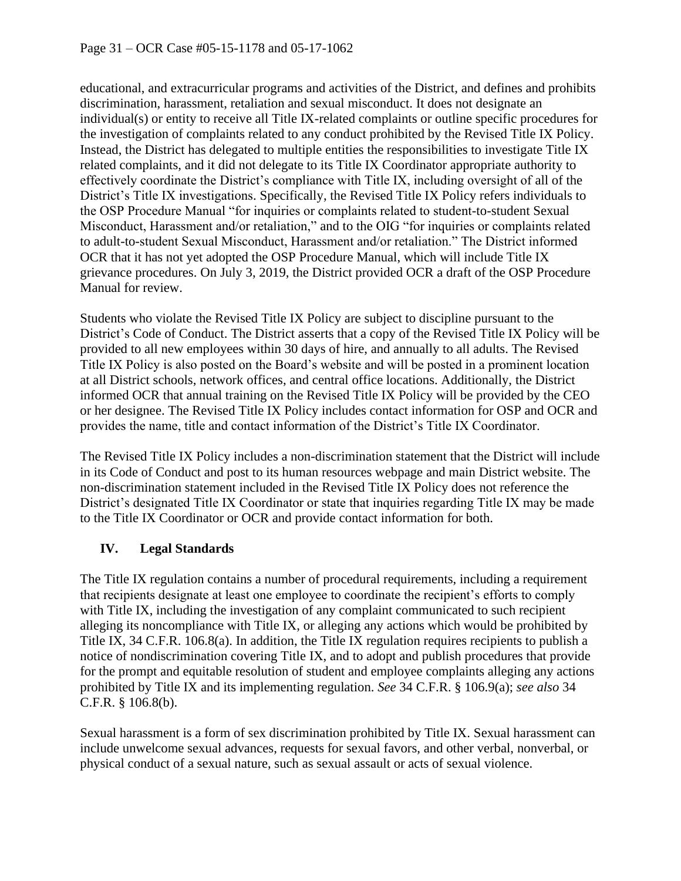educational, and extracurricular programs and activities of the District, and defines and prohibits discrimination, harassment, retaliation and sexual misconduct. It does not designate an individual(s) or entity to receive all Title IX-related complaints or outline specific procedures for the investigation of complaints related to any conduct prohibited by the Revised Title IX Policy. Instead, the District has delegated to multiple entities the responsibilities to investigate Title IX related complaints, and it did not delegate to its Title IX Coordinator appropriate authority to effectively coordinate the District's compliance with Title IX, including oversight of all of the District's Title IX investigations. Specifically, the Revised Title IX Policy refers individuals to the OSP Procedure Manual "for inquiries or complaints related to student-to-student Sexual Misconduct, Harassment and/or retaliation," and to the OIG "for inquiries or complaints related to adult-to-student Sexual Misconduct, Harassment and/or retaliation." The District informed OCR that it has not yet adopted the OSP Procedure Manual, which will include Title IX grievance procedures. On July 3, 2019, the District provided OCR a draft of the OSP Procedure Manual for review.

Students who violate the Revised Title IX Policy are subject to discipline pursuant to the District's Code of Conduct. The District asserts that a copy of the Revised Title IX Policy will be provided to all new employees within 30 days of hire, and annually to all adults. The Revised Title IX Policy is also posted on the Board's website and will be posted in a prominent location at all District schools, network offices, and central office locations. Additionally, the District informed OCR that annual training on the Revised Title IX Policy will be provided by the CEO or her designee. The Revised Title IX Policy includes contact information for OSP and OCR and provides the name, title and contact information of the District's Title IX Coordinator.

The Revised Title IX Policy includes a non-discrimination statement that the District will include in its Code of Conduct and post to its human resources webpage and main District website. The non-discrimination statement included in the Revised Title IX Policy does not reference the District's designated Title IX Coordinator or state that inquiries regarding Title IX may be made to the Title IX Coordinator or OCR and provide contact information for both.

## IV. Legal Standards

The Title IX regulation contains a number of procedural requirements, including a requirement that recipients designate at least one employee to coordinate the recipient's efforts to comply with Title IX, including the investigation of any complaint communicated to such recipient alleging its noncompliance with Title IX, or alleging any actions which would be prohibited by Title IX, 34 C.F.R. 106.8(a). In addition, the Title IX regulation requires recipients to publish a notice of nondiscrimination covering Title IX, and to adopt and publish procedures that provide for the prompt and equitable resolution of student and employee complaints alleging any actions prohibited by Title IX and its implementing regulation. *See* 34 C.F.R. § 106.9(a); *see also* 34 C.F.R. § 106.8(b).

Sexual harassment is a form of sex discrimination prohibited by Title IX. Sexual harassment can include unwelcome sexual advances, requests for sexual favors, and other verbal, nonverbal, or physical conduct of a sexual nature, such as sexual assault or acts of sexual violence.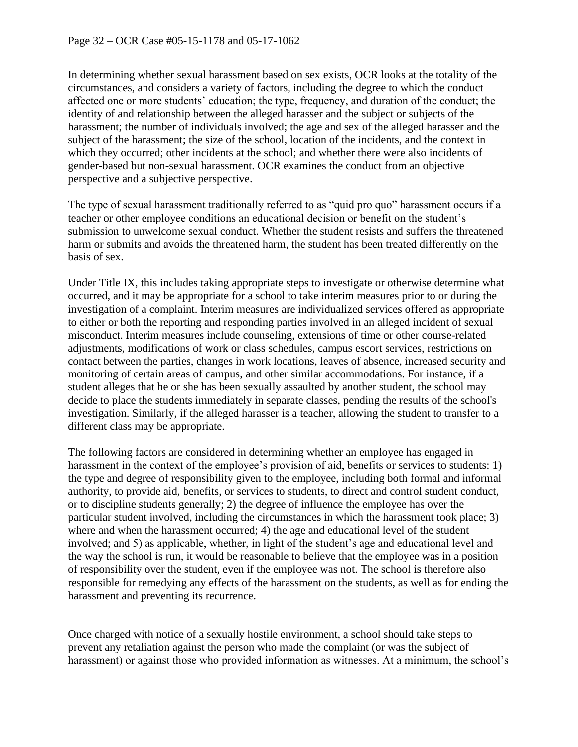In determining whether sexual harassment based on sex exists, OCR looks at the totality of the circumstances, and considers a variety of factors, including the degree to which the conduct affected one or more students' education; the type, frequency, and duration of the conduct; the identity of and relationship between the alleged harasser and the subject or subjects of the harassment; the number of individuals involved; the age and sex of the alleged harasser and the subject of the harassment; the size of the school, location of the incidents, and the context in which they occurred; other incidents at the school; and whether there were also incidents of gender-based but non-sexual harassment. OCR examines the conduct from an objective perspective and a subjective perspective.

The type of sexual harassment traditionally referred to as "quid pro quo" harassment occurs if a teacher or other employee conditions an educational decision or benefit on the student's submission to unwelcome sexual conduct. Whether the student resists and suffers the threatened harm or submits and avoids the threatened harm, the student has been treated differently on the basis of sex.

Under Title IX, this includes taking appropriate steps to investigate or otherwise determine what occurred, and it may be appropriate for a school to take interim measures prior to or during the investigation of a complaint. Interim measures are individualized services offered as appropriate to either or both the reporting and responding parties involved in an alleged incident of sexual misconduct. Interim measures include counseling, extensions of time or other course-related adjustments, modifications of work or class schedules, campus escort services, restrictions on contact between the parties, changes in work locations, leaves of absence, increased security and monitoring of certain areas of campus, and other similar accommodations. For instance, if a student alleges that he or she has been sexually assaulted by another student, the school may decide to place the students immediately in separate classes, pending the results of the school's investigation. Similarly, if the alleged harasser is a teacher, allowing the student to transfer to a different class may be appropriate.

The following factors are considered in determining whether an employee has engaged in harassment in the context of the employee's provision of aid, benefits or services to students: 1) the type and degree of responsibility given to the employee, including both formal and informal authority, to provide aid, benefits, or services to students, to direct and control student conduct, or to discipline students generally; 2) the degree of influence the employee has over the particular student involved, including the circumstances in which the harassment took place; 3) where and when the harassment occurred; 4) the age and educational level of the student involved; and 5) as applicable, whether, in light of the student's age and educational level and the way the school is run, it would be reasonable to believe that the employee was in a position of responsibility over the student, even if the employee was not. The school is therefore also responsible for remedying any effects of the harassment on the students, as well as for ending the harassment and preventing its recurrence.

Once charged with notice of a sexually hostile environment, a school should take steps to prevent any retaliation against the person who made the complaint (or was the subject of harassment) or against those who provided information as witnesses. At a minimum, the school's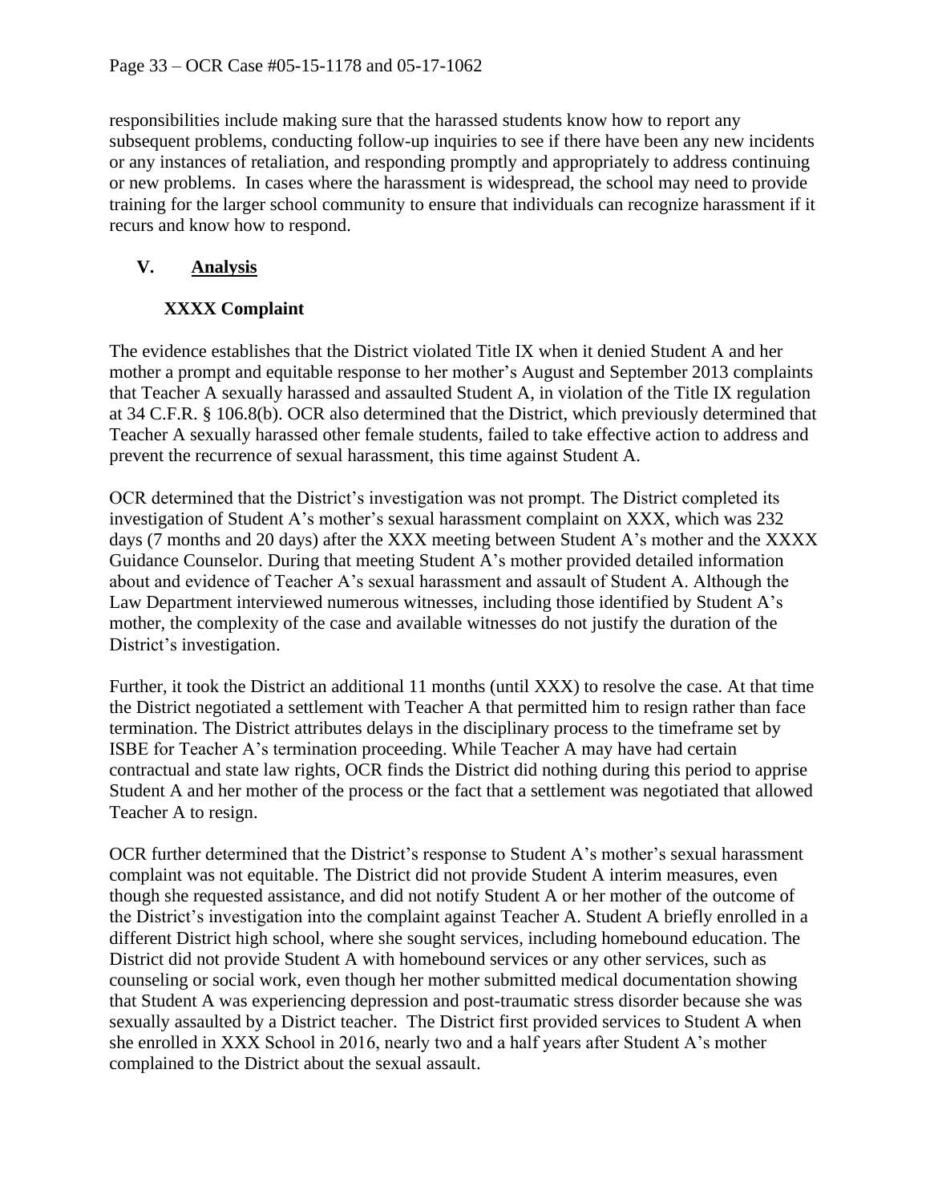responsibilities include making sure that the harassed students know how to report any subsequent problems, conducting follow-up inquiries to see if there have been any new incidents or any instances of retaliation, and responding promptly and appropriately to address continuing or new problems. In cases where the harassment is widespread, the school may need to provide training for the larger school community to ensure that individuals can recognize harassment if it recurs and know how to respond.

## V. Analysis

### XXXX Complaint

The evidence establishes that the District violated Title IX when it denied Student A and her mother a prompt and equitable response to her mother's August and September 2013 complaints that Teacher A sexually harassed and assaulted Student A, in violation of the Title IX regulation at 34 C.F.R. § 106.8(b). OCR also determined that the District, which previously determined that Teacher A sexually harassed other female students, failed to take effective action to address and prevent the recurrence of sexual harassment, this time against Student A.

OCR determined that the District's investigation was not prompt. The District completed its investigation of Student A's mother's sexual harassment complaint on XXX, which was 232 days (7 months and 20 days) after the XXX meeting between Student A's mother and the XXXX Guidance Counselor. During that meeting Student A's mother provided detailed information about and evidence of Teacher A's sexual harassment and assault of Student A. Although the Law Department interviewed numerous witnesses, including those identified by Student A's mother, the complexity of the case and available witnesses do not justify the duration of the District's investigation.

Further, it took the District an additional 11 months (until XXX) to resolve the case. At that time the District negotiated a settlement with Teacher A that permitted him to resign rather than face termination. The District attributes delays in the disciplinary process to the timeframe set by ISBE for Teacher A's termination proceeding. While Teacher A may have had certain contractual and state law rights, OCR finds the District did nothing during this period to apprise Student A and her mother of the process or the fact that a settlement was negotiated that allowed Teacher A to resign.

OCR further determined that the District's response to Student A's mother's sexual harassment complaint was not equitable. The District did not provide Student A interim measures, even though she requested assistance, and did not notify Student A or her mother of the outcome of the District's investigation into the complaint against Teacher A. Student A briefly enrolled in a different District high school, where she sought services, including homebound education. The District did not provide Student A with homebound services or any other services, such as counseling or social work, even though her mother submitted medical documentation showing that Student A was experiencing depression and post-traumatic stress disorder because she was sexually assaulted by a District teacher. The District first provided services to Student A when she enrolled in XXX School in 2016, nearly two and a half years after Student A's mother complained to the District about the sexual assault.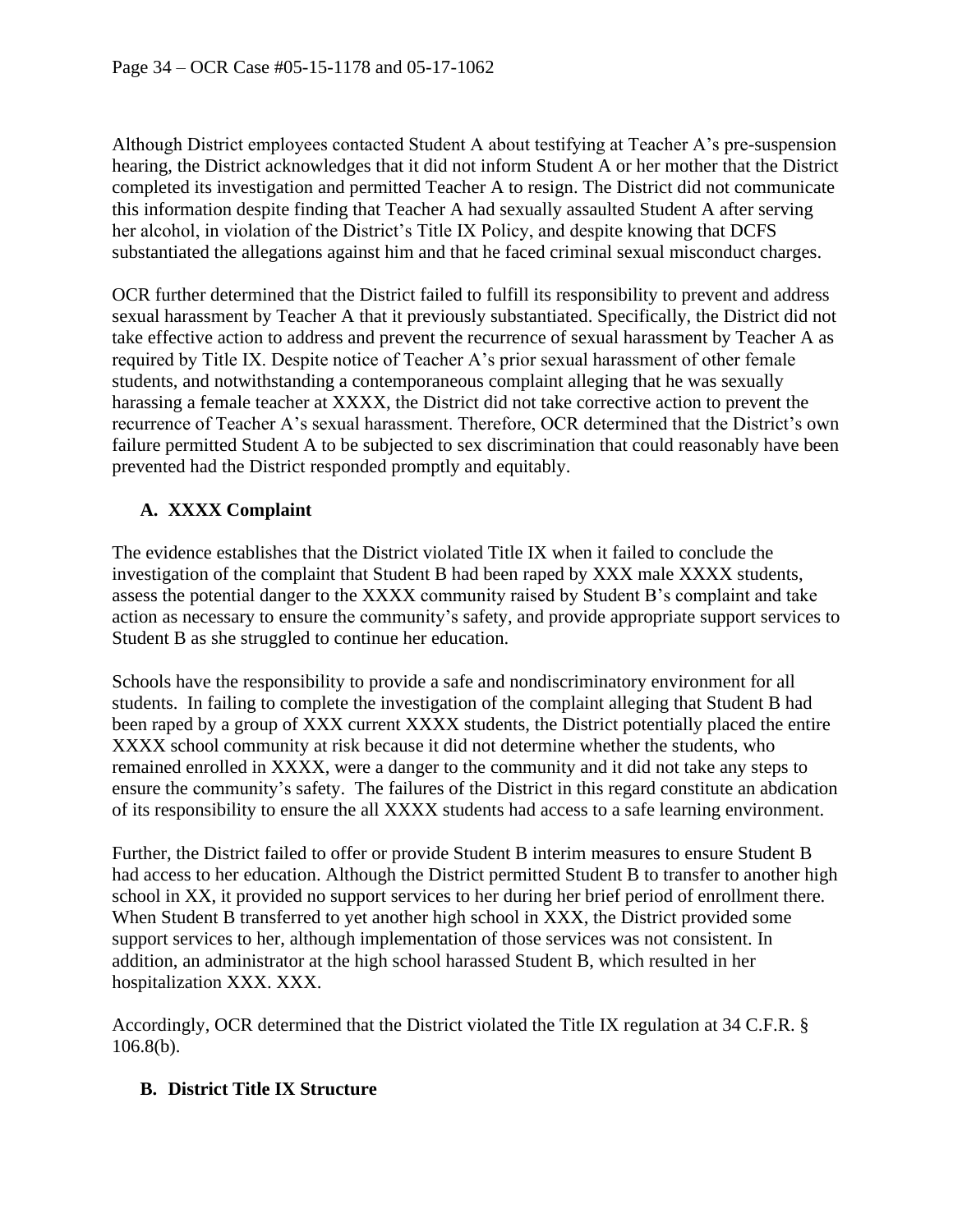Although District employees contacted Student A about testifying at Teacher A's pre-suspension hearing, the District acknowledges that it did not inform Student A or her mother that the District completed its investigation and permitted Teacher A to resign. The District did not communicate this information despite finding that Teacher A had sexually assaulted Student A after serving her alcohol, in violation of the District's Title IX Policy, and despite knowing that DCFS substantiated the allegations against him and that he faced criminal sexual misconduct charges.

OCR further determined that the District failed to fulfill its responsibility to prevent and address sexual harassment by Teacher A that it previously substantiated. Specifically, the District did not take effective action to address and prevent the recurrence of sexual harassment by Teacher A as required by Title IX. Despite notice of Teacher A's prior sexual harassment of other female students, and notwithstanding a contemporaneous complaint alleging that he was sexually harassing a female teacher at XXXX, the District did not take corrective action to prevent the recurrence of Teacher A's sexual harassment. Therefore, OCR determined that the District's own failure permitted Student A to be subjected to sex discrimination that could reasonably have been prevented had the District responded promptly and equitably.

### A. XXXX Complaint

The evidence establishes that the District violated Title IX when it failed to conclude the investigation of the complaint that Student B had been raped by XXX male XXXX students, assess the potential danger to the XXXX community raised by Student B's complaint and take action as necessary to ensure the community's safety, and provide appropriate support services to Student B as she struggled to continue her education.

Schools have the responsibility to provide a safe and nondiscriminatory environment for all students. In failing to complete the investigation of the complaint alleging that Student B had been raped by a group of XXX current XXXX students, the District potentially placed the entire XXXX school community at risk because it did not determine whether the students, who remained enrolled in XXXX, were a danger to the community and it did not take any steps to ensure the community's safety. The failures of the District in this regard constitute an abdication of its responsibility to ensure the all XXXX students had access to a safe learning environment.

Further, the District failed to offer or provide Student B interim measures to ensure Student B had access to her education. Although the District permitted Student B to transfer to another high school in XX, it provided no support services to her during her brief period of enrollment there. When Student B transferred to yet another high school in XXX, the District provided some support services to her, although implementation of those services was not consistent. In addition, an administrator at the high school harassed Student B, which resulted in her hospitalization XXX. XXX.

Accordingly, OCR determined that the District violated the Title IX regulation at 34 C.F.R. § 106.8(b).

### B. District Title IX Structure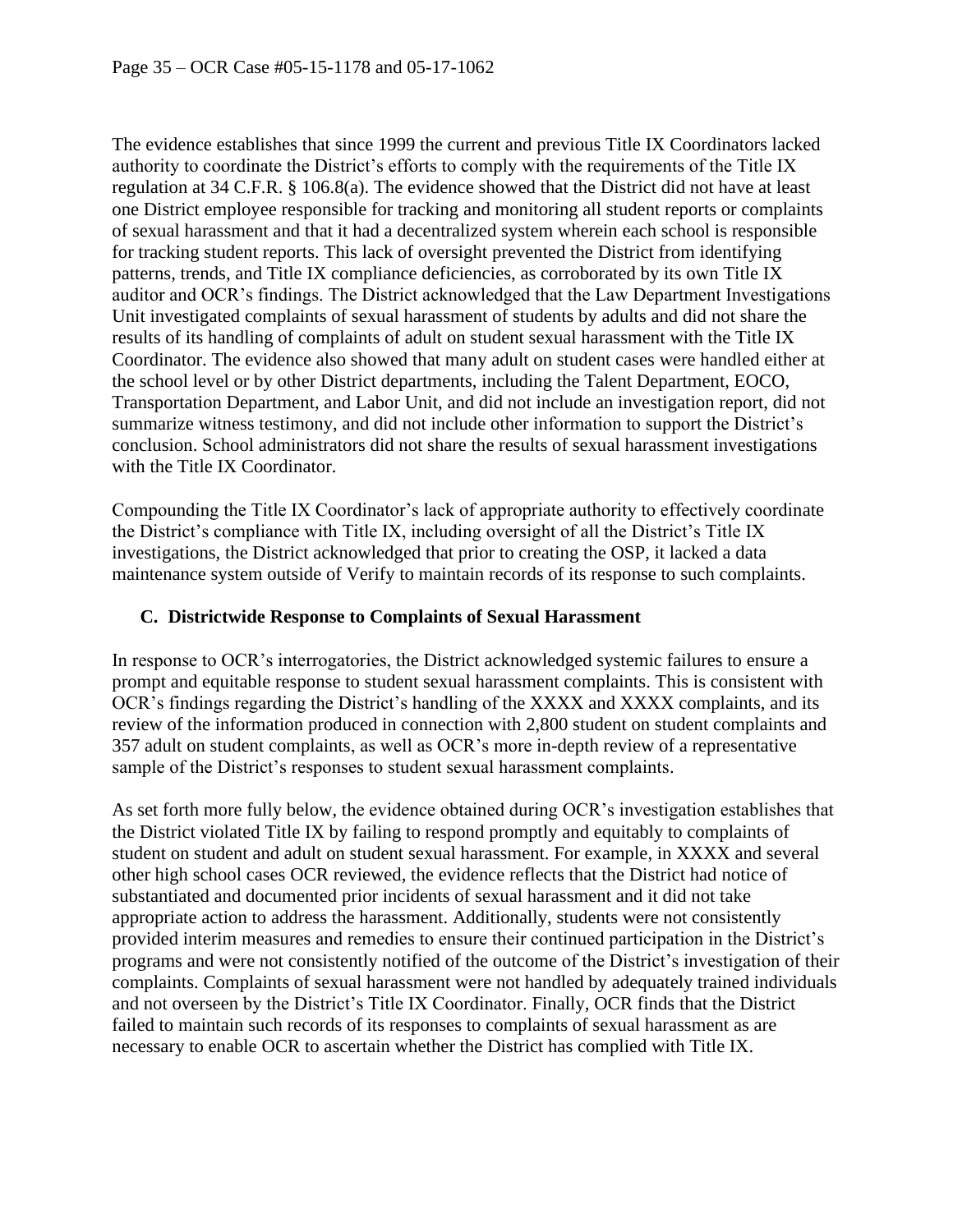The evidence establishes that since 1999 the current and previous Title IX Coordinators lacked authority to coordinate the District's efforts to comply with the requirements of the Title IX regulation at 34 C.F.R. § 106.8(a). The evidence showed that the District did not have at least one District employee responsible for tracking and monitoring all student reports or complaints of sexual harassment and that it had a decentralized system wherein each school is responsible for tracking student reports. This lack of oversight prevented the District from identifying patterns, trends, and Title IX compliance deficiencies, as corroborated by its own Title IX auditor and OCR's findings. The District acknowledged that the Law Department Investigations Unit investigated complaints of sexual harassment of students by adults and did not share the results of its handling of complaints of adult on student sexual harassment with the Title IX Coordinator. The evidence also showed that many adult on student cases were handled either at the school level or by other District departments, including the Talent Department, EOCO, Transportation Department, and Labor Unit, and did not include an investigation report, did not summarize witness testimony, and did not include other information to support the District's conclusion. School administrators did not share the results of sexual harassment investigations with the Title IX Coordinator.

Compounding the Title IX Coordinator's lack of appropriate authority to effectively coordinate the District's compliance with Title IX, including oversight of all the District's Title IX investigations, the District acknowledged that prior to creating the OSP, it lacked a data maintenance system outside of Verify to maintain records of its response to such complaints.

### C. Districtwide Response to Complaints of Sexual Harassment

In response to OCR's interrogatories, the District acknowledged systemic failures to ensure a prompt and equitable response to student sexual harassment complaints. This is consistent with OCR's findings regarding the District's handling of the XXXX and XXXX complaints, and its review of the information produced in connection with 2,800 student on student complaints and 357 adult on student complaints, as well as OCR's more in-depth review of a representative sample of the District's responses to student sexual harassment complaints.

As set forth more fully below, the evidence obtained during OCR's investigation establishes that the District violated Title IX by failing to respond promptly and equitably to complaints of student on student and adult on student sexual harassment. For example, in XXXX and several other high school cases OCR reviewed, the evidence reflects that the District had notice of substantiated and documented prior incidents of sexual harassment and it did not take appropriate action to address the harassment. Additionally, students were not consistently provided interim measures and remedies to ensure their continued participation in the District's programs and were not consistently notified of the outcome of the District's investigation of their complaints. Complaints of sexual harassment were not handled by adequately trained individuals and not overseen by the District's Title IX Coordinator. Finally, OCR finds that the District failed to maintain such records of its responses to complaints of sexual harassment as are necessary to enable OCR to ascertain whether the District has complied with Title IX.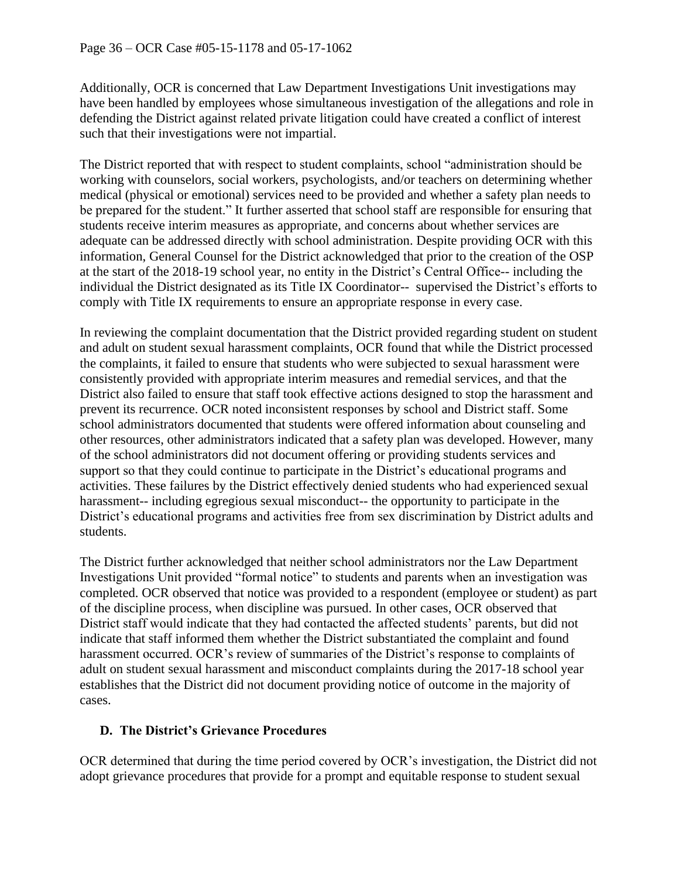Additionally, OCR is concerned that Law Department Investigations Unit investigations may have been handled by employees whose simultaneous investigation of the allegations and role in defending the District against related private litigation could have created a conflict of interest such that their investigations were not impartial.

The District reported that with respect to student complaints, school "administration should be working with counselors, social workers, psychologists, and/or teachers on determining whether medical (physical or emotional) services need to be provided and whether a safety plan needs to be prepared for the student." It further asserted that school staff are responsible for ensuring that students receive interim measures as appropriate, and concerns about whether services are adequate can be addressed directly with school administration. Despite providing OCR with this information, General Counsel for the District acknowledged that prior to the creation of the OSP at the start of the 2018-19 school year, no entity in the District's Central Office-- including the individual the District designated as its Title IX Coordinator-- supervised the District's efforts to comply with Title IX requirements to ensure an appropriate response in every case.

In reviewing the complaint documentation that the District provided regarding student on student and adult on student sexual harassment complaints, OCR found that while the District processed the complaints, it failed to ensure that students who were subjected to sexual harassment were consistently provided with appropriate interim measures and remedial services, and that the District also failed to ensure that staff took effective actions designed to stop the harassment and prevent its recurrence. OCR noted inconsistent responses by school and District staff. Some school administrators documented that students were offered information about counseling and other resources, other administrators indicated that a safety plan was developed. However, many of the school administrators did not document offering or providing students services and support so that they could continue to participate in the District's educational programs and activities. These failures by the District effectively denied students who had experienced sexual harassment-- including egregious sexual misconduct-- the opportunity to participate in the District's educational programs and activities free from sex discrimination by District adults and students.

The District further acknowledged that neither school administrators nor the Law Department Investigations Unit provided "formal notice" to students and parents when an investigation was completed. OCR observed that notice was provided to a respondent (employee or student) as part of the discipline process, when discipline was pursued. In other cases, OCR observed that District staff would indicate that they had contacted the affected students' parents, but did not indicate that staff informed them whether the District substantiated the complaint and found harassment occurred. OCR's review of summaries of the District's response to complaints of adult on student sexual harassment and misconduct complaints during the 2017-18 school year establishes that the District did not document providing notice of outcome in the majority of cases.

### D. The District's Grievance Procedures

OCR determined that during the time period covered by OCR's investigation, the District did not adopt grievance procedures that provide for a prompt and equitable response to student sexual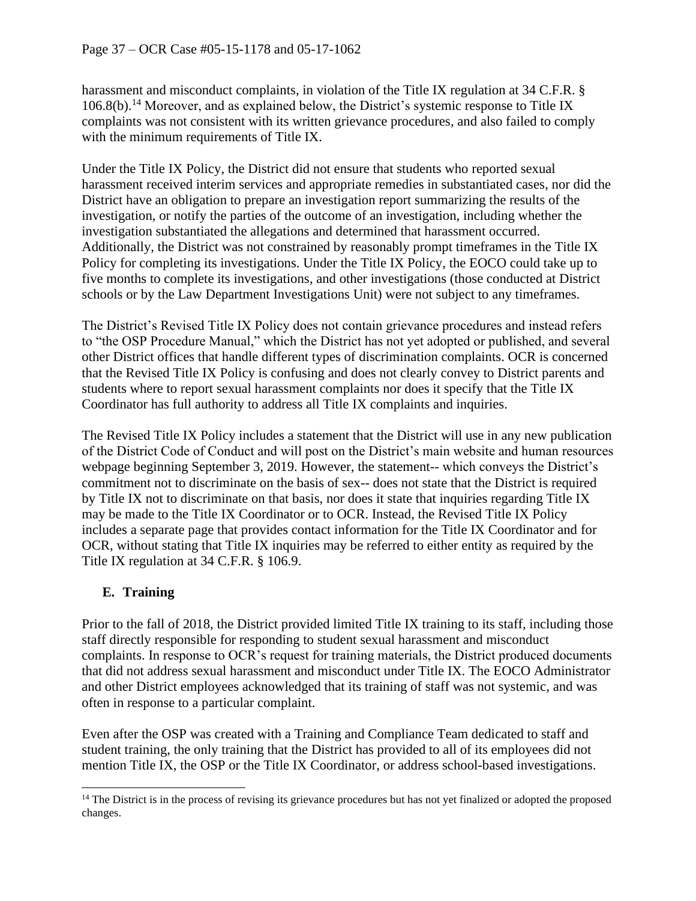harassment and misconduct complaints, in violation of the Title IX regulation at 34 C.F.R. § 106.8(b).[14] Moreover, and as explained below, the District's systemic response to Title IX complaints was not consistent with its written grievance procedures, and also failed to comply with the minimum requirements of Title IX.

Under the Title IX Policy, the District did not ensure that students who reported sexual harassment received interim services and appropriate remedies in substantiated cases, nor did the District have an obligation to prepare an investigation report summarizing the results of the investigation, or notify the parties of the outcome of an investigation, including whether the investigation substantiated the allegations and determined that harassment occurred. Additionally, the District was not constrained by reasonably prompt timeframes in the Title IX Policy for completing its investigations. Under the Title IX Policy, the EOCO could take up to five months to complete its investigations, and other investigations (those conducted at District schools or by the Law Department Investigations Unit) were not subject to any timeframes.

The District's Revised Title IX Policy does not contain grievance procedures and instead refers to "the OSP Procedure Manual," which the District has not yet adopted or published, and several other District offices that handle different types of discrimination complaints. OCR is concerned that the Revised Title IX Policy is confusing and does not clearly convey to District parents and students where to report sexual harassment complaints nor does it specify that the Title IX Coordinator has full authority to address all Title IX complaints and inquiries.

The Revised Title IX Policy includes a statement that the District will use in any new publication of the District Code of Conduct and will post on the District's main website and human resources webpage beginning September 3, 2019. However, the statement-- which conveys the District's commitment not to discriminate on the basis of sex-- does not state that the District is required by Title IX not to discriminate on that basis, nor does it state that inquiries regarding Title IX may be made to the Title IX Coordinator or to OCR. Instead, the Revised Title IX Policy includes a separate page that provides contact information for the Title IX Coordinator and for OCR, without stating that Title IX inquiries may be referred to either entity as required by the Title IX regulation at 34 C.F.R. § 106.9.

### E. Training

Prior to the fall of 2018, the District provided limited Title IX training to its staff, including those staff directly responsible for responding to student sexual harassment and misconduct complaints. In response to OCR's request for training materials, the District produced documents that did not address sexual harassment and misconduct under Title IX. The EOCO Administrator and other District employees acknowledged that its training of staff was not systemic, and was often in response to a particular complaint.

Even after the OSP was created with a Training and Compliance Team dedicated to staff and student training, the only training that the District has provided to all of its employees did not mention Title IX, the OSP or the Title IX Coordinator, or address school-based investigations.

---

[14] The District is in the process of revising its grievance procedures but has not yet finalized or adopted the proposed changes.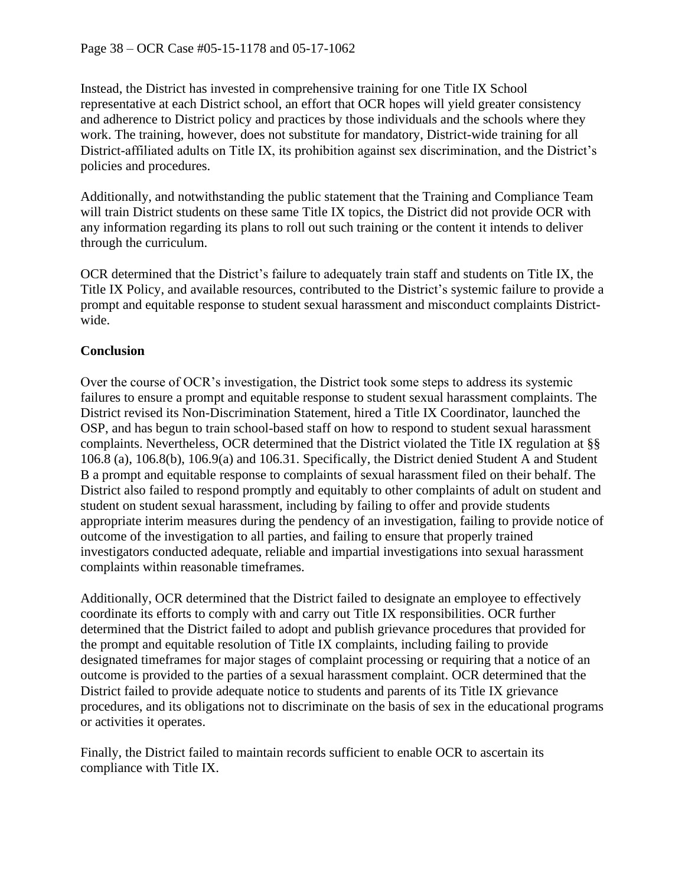Instead, the District has invested in comprehensive training for one Title IX School representative at each District school, an effort that OCR hopes will yield greater consistency and adherence to District policy and practices by those individuals and the schools where they work. The training, however, does not substitute for mandatory, District-wide training for all District-affiliated adults on Title IX, its prohibition against sex discrimination, and the District's policies and procedures.

Additionally, and notwithstanding the public statement that the Training and Compliance Team will train District students on these same Title IX topics, the District did not provide OCR with any information regarding its plans to roll out such training or the content it intends to deliver through the curriculum.

OCR determined that the District's failure to adequately train staff and students on Title IX, the Title IX Policy, and available resources, contributed to the District's systemic failure to provide a prompt and equitable response to student sexual harassment and misconduct complaints District-wide.

**Conclusion**

Over the course of OCR's investigation, the District took some steps to address its systemic failures to ensure a prompt and equitable response to student sexual harassment complaints. The District revised its Non-Discrimination Statement, hired a Title IX Coordinator, launched the OSP, and has begun to train school-based staff on how to respond to student sexual harassment complaints. Nevertheless, OCR determined that the District violated the Title IX regulation at §§ 106.8 (a), 106.8(b), 106.9(a) and 106.31. Specifically, the District denied Student A and Student B a prompt and equitable response to complaints of sexual harassment filed on their behalf. The District also failed to respond promptly and equitably to other complaints of adult on student and student on student sexual harassment, including by failing to offer and provide students appropriate interim measures during the pendency of an investigation, failing to provide notice of outcome of the investigation to all parties, and failing to ensure that properly trained investigators conducted adequate, reliable and impartial investigations into sexual harassment complaints within reasonable timeframes.

Additionally, OCR determined that the District failed to designate an employee to effectively coordinate its efforts to comply with and carry out Title IX responsibilities. OCR further determined that the District failed to adopt and publish grievance procedures that provided for the prompt and equitable resolution of Title IX complaints, including failing to provide designated timeframes for major stages of complaint processing or requiring that a notice of an outcome is provided to the parties of a sexual harassment complaint. OCR determined that the District failed to provide adequate notice to students and parents of its Title IX grievance procedures, and its obligations not to discriminate on the basis of sex in the educational programs or activities it operates.

Finally, the District failed to maintain records sufficient to enable OCR to ascertain its compliance with Title IX.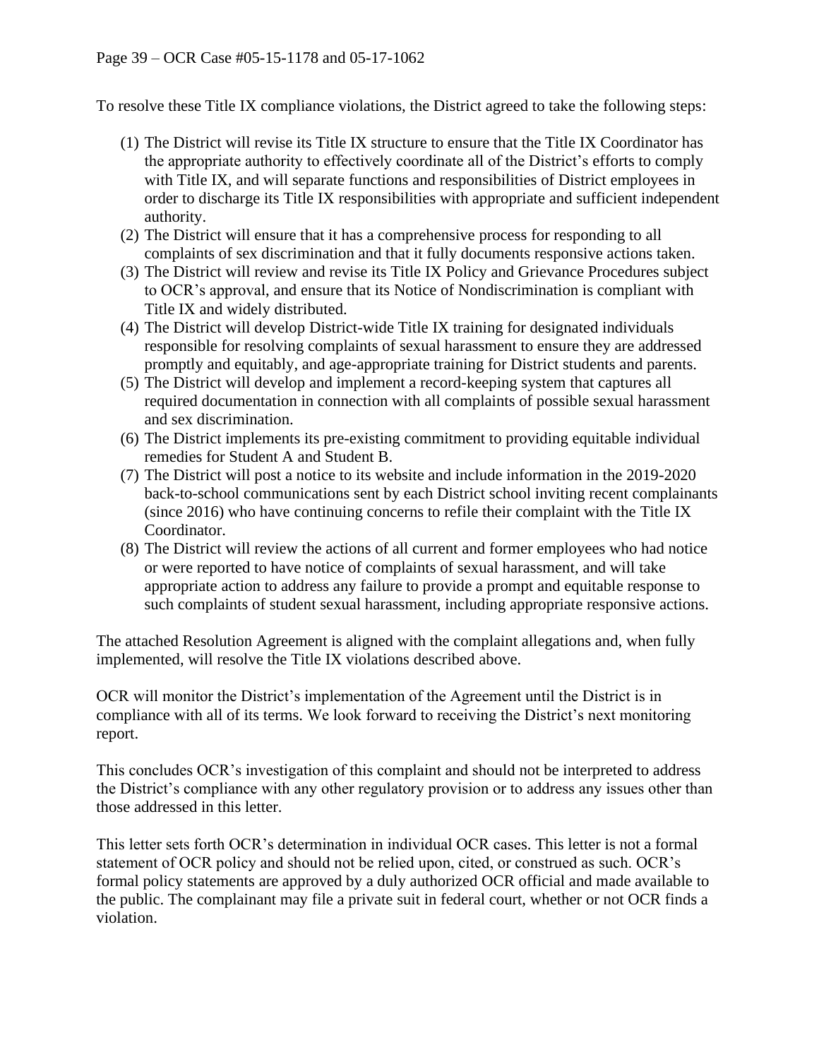To resolve these Title IX compliance violations, the District agreed to take the following steps:

(1) The District will revise its Title IX structure to ensure that the Title IX Coordinator has the appropriate authority to effectively coordinate all of the District's efforts to comply with Title IX, and will separate functions and responsibilities of District employees in order to discharge its Title IX responsibilities with appropriate and sufficient independent authority.
(2) The District will ensure that it has a comprehensive process for responding to all complaints of sex discrimination and that it fully documents responsive actions taken.
(3) The District will review and revise its Title IX Policy and Grievance Procedures subject to OCR's approval, and ensure that its Notice of Nondiscrimination is compliant with Title IX and widely distributed.
(4) The District will develop District-wide Title IX training for designated individuals responsible for resolving complaints of sexual harassment to ensure they are addressed promptly and equitably, and age-appropriate training for District students and parents.
(5) The District will develop and implement a record-keeping system that captures all required documentation in connection with all complaints of possible sexual harassment and sex discrimination.
(6) The District implements its pre-existing commitment to providing equitable individual remedies for Student A and Student B.
(7) The District will post a notice to its website and include information in the 2019-2020 back-to-school communications sent by each District school inviting recent complainants (since 2016) who have continuing concerns to refile their complaint with the Title IX Coordinator.
(8) The District will review the actions of all current and former employees who had notice or were reported to have notice of complaints of sexual harassment, and will take appropriate action to address any failure to provide a prompt and equitable response to such complaints of student sexual harassment, including appropriate responsive actions.

The attached Resolution Agreement is aligned with the complaint allegations and, when fully implemented, will resolve the Title IX violations described above.

OCR will monitor the District's implementation of the Agreement until the District is in compliance with all of its terms. We look forward to receiving the District's next monitoring report.

This concludes OCR's investigation of this complaint and should not be interpreted to address the District's compliance with any other regulatory provision or to address any issues other than those addressed in this letter.

This letter sets forth OCR's determination in individual OCR cases. This letter is not a formal statement of OCR policy and should not be relied upon, cited, or construed as such. OCR's formal policy statements are approved by a duly authorized OCR official and made available to the public. The complainant may file a private suit in federal court, whether or not OCR finds a violation.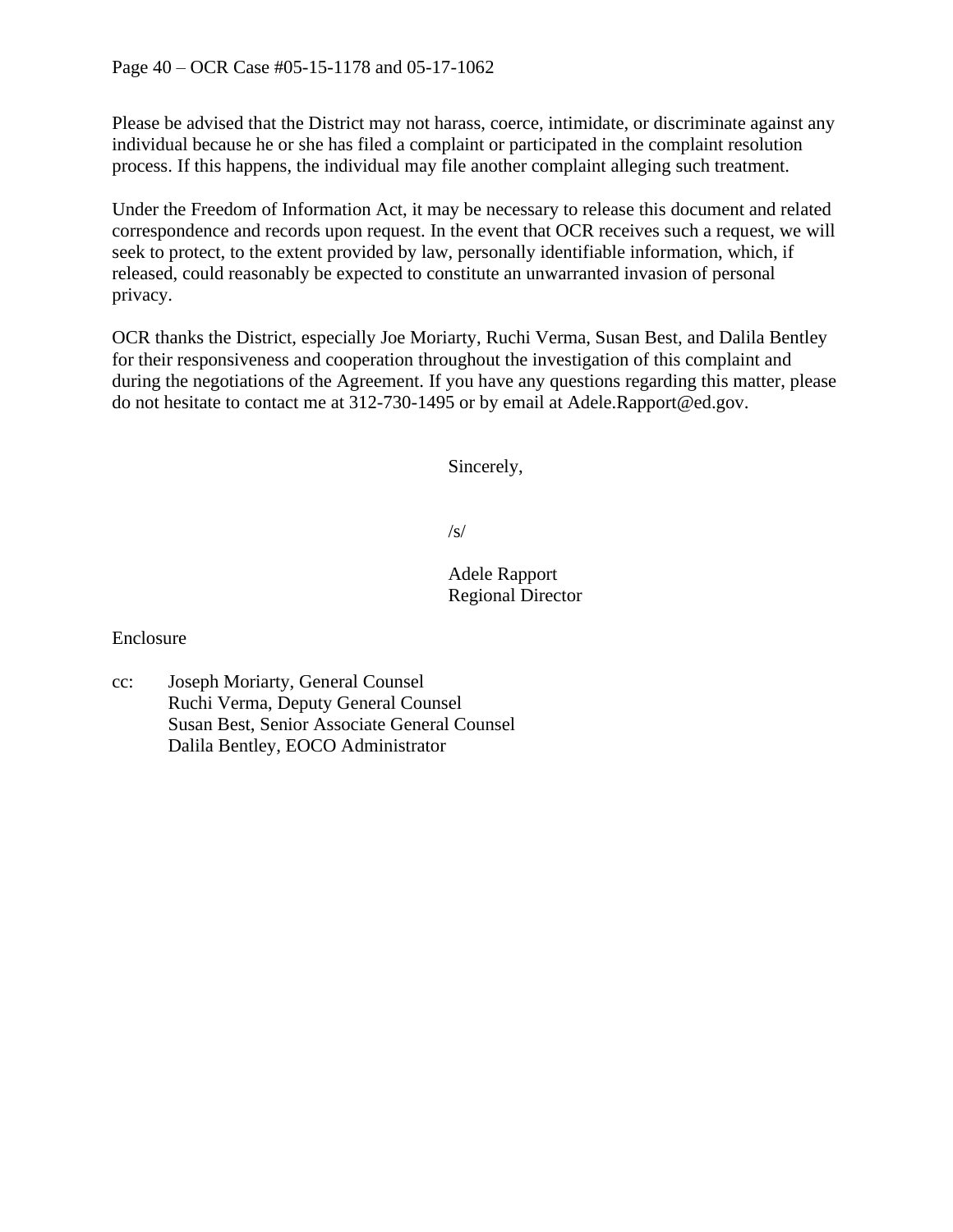Please be advised that the District may not harass, coerce, intimidate, or discriminate against any individual because he or she has filed a complaint or participated in the complaint resolution process. If this happens, the individual may file another complaint alleging such treatment.

Under the Freedom of Information Act, it may be necessary to release this document and related correspondence and records upon request. In the event that OCR receives such a request, we will seek to protect, to the extent provided by law, personally identifiable information, which, if released, could reasonably be expected to constitute an unwarranted invasion of personal privacy.

OCR thanks the District, especially Joe Moriarty, Ruchi Verma, Susan Best, and Dalila Bentley for their responsiveness and cooperation throughout the investigation of this complaint and during the negotiations of the Agreement. If you have any questions regarding this matter, please do not hesitate to contact me at 312-730-1495 or by email at Adele.Rapport@ed.gov.

Sincerely,

/s/

Adele Rapport
Regional Director

Enclosure

cc: Joseph Moriarty, General Counsel
Ruchi Verma, Deputy General Counsel
Susan Best, Senior Associate General Counsel
Dalila Bentley, EOCO Administrator